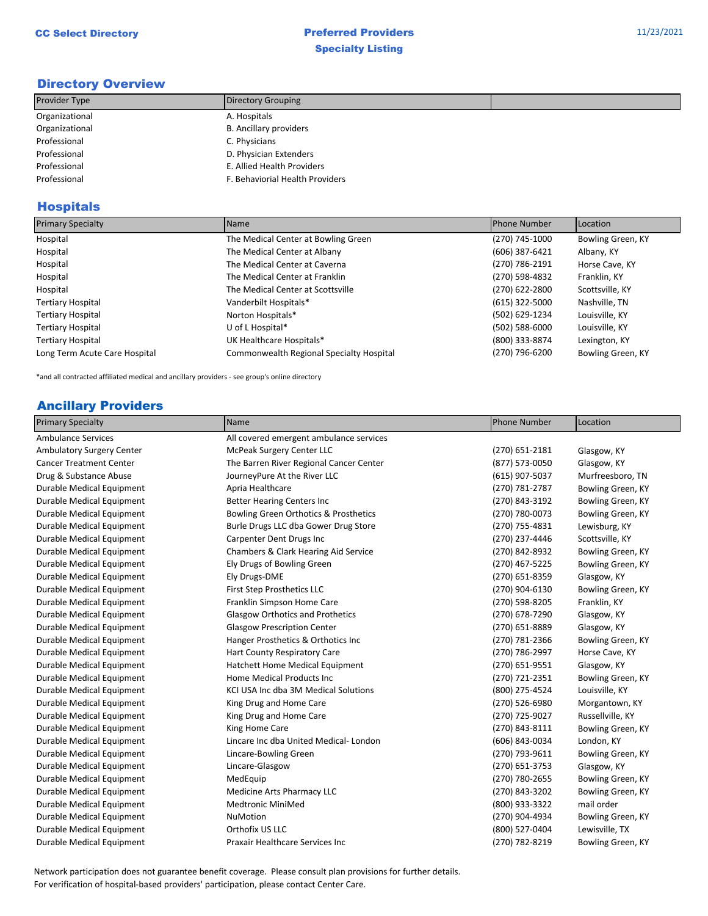CC Select Directory

**Preferred Providers**
**Specialty Listing**

11/23/2021

## Directory Overview

| Provider Type | Directory Grouping | |
|---|---|---|
| Organizational | A. Hospitals | |
| Organizational | B. Ancillary providers | |
| Professional | C. Physicians | |
| Professional | D. Physician Extenders | |
| Professional | E. Allied Health Providers | |
| Professional | F. Behaviorial Health Providers | |

## Hospitals

| Primary Specialty | Name | Phone Number | Location |
|---|---|---|---|
| Hospital | The Medical Center at Bowling Green | (270) 745-1000 | Bowling Green, KY |
| Hospital | The Medical Center at Albany | (606) 387-6421 | Albany, KY |
| Hospital | The Medical Center at Caverna | (270) 786-2191 | Horse Cave, KY |
| Hospital | The Medical Center at Franklin | (270) 598-4832 | Franklin, KY |
| Hospital | The Medical Center at Scottsville | (270) 622-2800 | Scottsville, KY |
| Tertiary Hospital | Vanderbilt Hospitals* | (615) 322-5000 | Nashville, TN |
| Tertiary Hospital | Norton Hospitals* | (502) 629-1234 | Louisville, KY |
| Tertiary Hospital | U of L Hospital* | (502) 588-6000 | Louisville, KY |
| Tertiary Hospital | UK Healthcare Hospitals* | (800) 333-8874 | Lexington, KY |
| Long Term Acute Care Hospital | Commonwealth Regional Specialty Hospital | (270) 796-6200 | Bowling Green, KY |

*and all contracted affiliated medical and ancillary providers - see group's online directory

## Ancillary Providers

| Primary Specialty | Name | Phone Number | Location |
|---|---|---|---|
| Ambulance Services | All covered emergent ambulance services | | |
| Ambulatory Surgery Center | McPeak Surgery Center LLC | (270) 651-2181 | Glasgow, KY |
| Cancer Treatment Center | The Barren River Regional Cancer Center | (877) 573-0050 | Glasgow, KY |
| Drug & Substance Abuse | JourneyPure At the River LLC | (615) 907-5037 | Murfreesboro, TN |
| Durable Medical Equipment | Apria Healthcare | (270) 781-2787 | Bowling Green, KY |
| Durable Medical Equipment | Better Hearing Centers Inc | (270) 843-3192 | Bowling Green, KY |
| Durable Medical Equipment | Bowling Green Orthotics & Prosthetics | (270) 780-0073 | Bowling Green, KY |
| Durable Medical Equipment | Burle Drugs LLC dba Gower Drug Store | (270) 755-4831 | Lewisburg, KY |
| Durable Medical Equipment | Carpenter Dent Drugs Inc | (270) 237-4446 | Scottsville, KY |
| Durable Medical Equipment | Chambers & Clark Hearing Aid Service | (270) 842-8932 | Bowling Green, KY |
| Durable Medical Equipment | Ely Drugs of Bowling Green | (270) 467-5225 | Bowling Green, KY |
| Durable Medical Equipment | Ely Drugs-DME | (270) 651-8359 | Glasgow, KY |
| Durable Medical Equipment | First Step Prosthetics LLC | (270) 904-6130 | Bowling Green, KY |
| Durable Medical Equipment | Franklin Simpson Home Care | (270) 598-8205 | Franklin, KY |
| Durable Medical Equipment | Glasgow Orthotics and Prothetics | (270) 678-7290 | Glasgow, KY |
| Durable Medical Equipment | Glasgow Prescription Center | (270) 651-8889 | Glasgow, KY |
| Durable Medical Equipment | Hanger Prosthetics & Orthotics Inc | (270) 781-2366 | Bowling Green, KY |
| Durable Medical Equipment | Hart County Respiratory Care | (270) 786-2997 | Horse Cave, KY |
| Durable Medical Equipment | Hatchett Home Medical Equipment | (270) 651-9551 | Glasgow, KY |
| Durable Medical Equipment | Home Medical Products Inc | (270) 721-2351 | Bowling Green, KY |
| Durable Medical Equipment | KCI USA Inc dba 3M Medical Solutions | (800) 275-4524 | Louisville, KY |
| Durable Medical Equipment | King Drug and Home Care | (270) 526-6980 | Morgantown, KY |
| Durable Medical Equipment | King Drug and Home Care | (270) 725-9027 | Russellville, KY |
| Durable Medical Equipment | King Home Care | (270) 843-8111 | Bowling Green, KY |
| Durable Medical Equipment | Lincare Inc dba United Medical- London | (606) 843-0034 | London, KY |
| Durable Medical Equipment | Lincare-Bowling Green | (270) 793-9611 | Bowling Green, KY |
| Durable Medical Equipment | Lincare-Glasgow | (270) 651-3753 | Glasgow, KY |
| Durable Medical Equipment | MedEquip | (270) 780-2655 | Bowling Green, KY |
| Durable Medical Equipment | Medicine Arts Pharmacy LLC | (270) 843-3202 | Bowling Green, KY |
| Durable Medical Equipment | Medtronic MiniMed | (800) 933-3322 | mail order |
| Durable Medical Equipment | NuMotion | (270) 904-4934 | Bowling Green, KY |
| Durable Medical Equipment | Orthofix US LLC | (800) 527-0404 | Lewisville, TX |
| Durable Medical Equipment | Praxair Healthcare Services Inc | (270) 782-8219 | Bowling Green, KY |

Network participation does not guarantee benefit coverage. Please consult plan provisions for further details.
For verification of hospital-based providers' participation, please contact Center Care.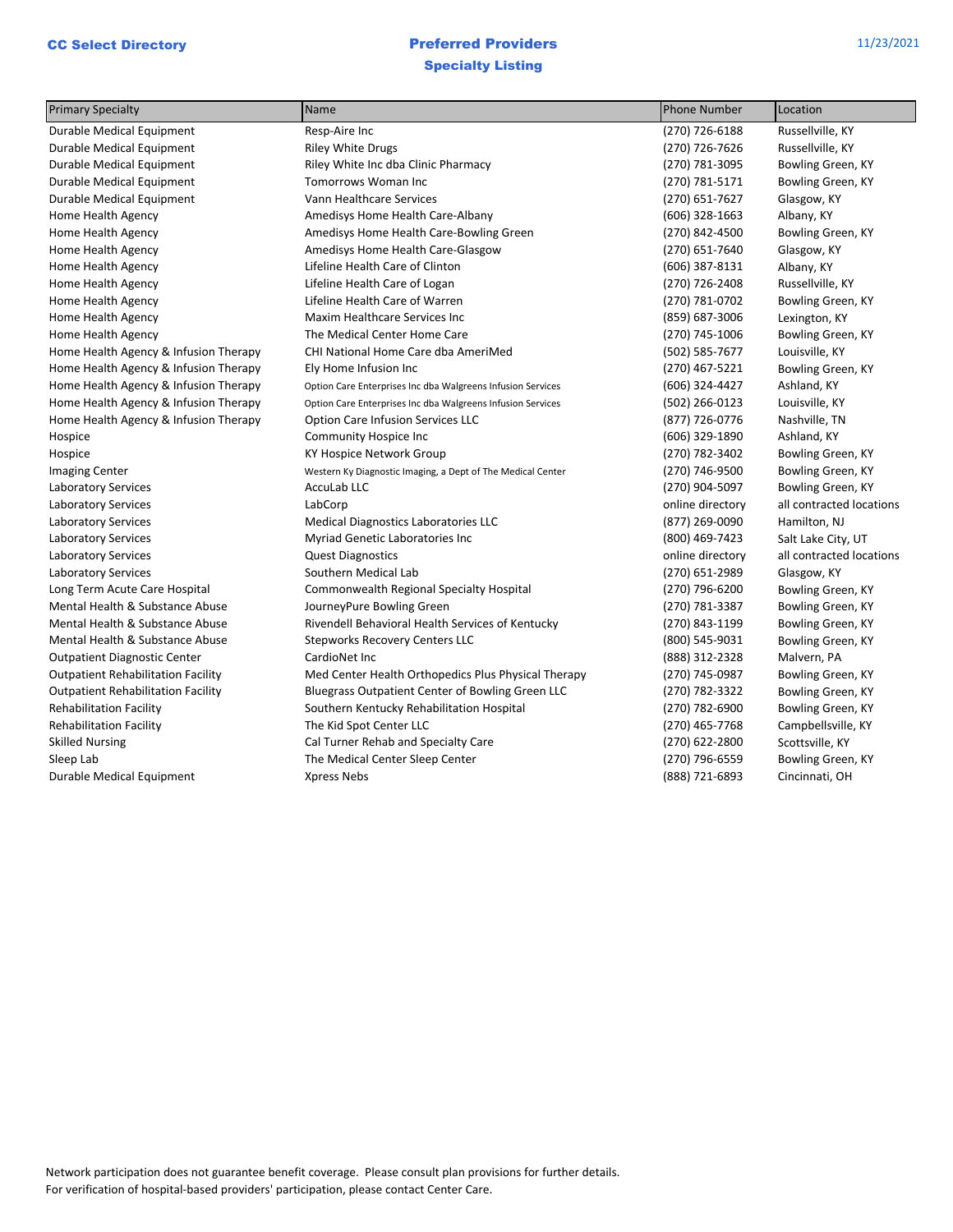| Primary Specialty | Name | Phone Number | Location |
|---|---|---|---|
| Durable Medical Equipment | Resp-Aire Inc | (270) 726-6188 | Russellville, KY |
| Durable Medical Equipment | Riley White Drugs | (270) 726-7626 | Russellville, KY |
| Durable Medical Equipment | Riley White Inc dba Clinic Pharmacy | (270) 781-3095 | Bowling Green, KY |
| Durable Medical Equipment | Tomorrows Woman Inc | (270) 781-5171 | Bowling Green, KY |
| Durable Medical Equipment | Vann Healthcare Services | (270) 651-7627 | Glasgow, KY |
| Home Health Agency | Amedisys Home Health Care-Albany | (606) 328-1663 | Albany, KY |
| Home Health Agency | Amedisys Home Health Care-Bowling Green | (270) 842-4500 | Bowling Green, KY |
| Home Health Agency | Amedisys Home Health Care-Glasgow | (270) 651-7640 | Glasgow, KY |
| Home Health Agency | Lifeline Health Care of Clinton | (606) 387-8131 | Albany, KY |
| Home Health Agency | Lifeline Health Care of Logan | (270) 726-2408 | Russellville, KY |
| Home Health Agency | Lifeline Health Care of Warren | (270) 781-0702 | Bowling Green, KY |
| Home Health Agency | Maxim Healthcare Services Inc | (859) 687-3006 | Lexington, KY |
| Home Health Agency | The Medical Center Home Care | (270) 745-1006 | Bowling Green, KY |
| Home Health Agency & Infusion Therapy | CHI National Home Care dba AmeriMed | (502) 585-7677 | Louisville, KY |
| Home Health Agency & Infusion Therapy | Ely Home Infusion Inc | (270) 467-5221 | Bowling Green, KY |
| Home Health Agency & Infusion Therapy | Option Care Enterprises Inc dba Walgreens Infusion Services | (606) 324-4427 | Ashland, KY |
| Home Health Agency & Infusion Therapy | Option Care Enterprises Inc dba Walgreens Infusion Services | (502) 266-0123 | Louisville, KY |
| Home Health Agency & Infusion Therapy | Option Care Infusion Services LLC | (877) 726-0776 | Nashville, TN |
| Hospice | Community Hospice Inc | (606) 329-1890 | Ashland, KY |
| Hospice | KY Hospice Network Group | (270) 782-3402 | Bowling Green, KY |
| Imaging Center | Western Ky Diagnostic Imaging, a Dept of The Medical Center | (270) 746-9500 | Bowling Green, KY |
| Laboratory Services | AccuLab LLC | (270) 904-5097 | Bowling Green, KY |
| Laboratory Services | LabCorp | online directory | all contracted locations |
| Laboratory Services | Medical Diagnostics Laboratories LLC | (877) 269-0090 | Hamilton, NJ |
| Laboratory Services | Myriad Genetic Laboratories Inc | (800) 469-7423 | Salt Lake City, UT |
| Laboratory Services | Quest Diagnostics | online directory | all contracted locations |
| Laboratory Services | Southern Medical Lab | (270) 651-2989 | Glasgow, KY |
| Long Term Acute Care Hospital | Commonwealth Regional Specialty Hospital | (270) 796-6200 | Bowling Green, KY |
| Mental Health & Substance Abuse | JourneyPure Bowling Green | (270) 781-3387 | Bowling Green, KY |
| Mental Health & Substance Abuse | Rivendell Behavioral Health Services of Kentucky | (270) 843-1199 | Bowling Green, KY |
| Mental Health & Substance Abuse | Stepworks Recovery Centers LLC | (800) 545-9031 | Bowling Green, KY |
| Outpatient Diagnostic Center | CardioNet Inc | (888) 312-2328 | Malvern, PA |
| Outpatient Rehabilitation Facility | Med Center Health Orthopedics Plus Physical Therapy | (270) 745-0987 | Bowling Green, KY |
| Outpatient Rehabilitation Facility | Bluegrass Outpatient Center of Bowling Green LLC | (270) 782-3322 | Bowling Green, KY |
| Rehabilitation Facility | Southern Kentucky Rehabilitation Hospital | (270) 782-6900 | Bowling Green, KY |
| Rehabilitation Facility | The Kid Spot Center LLC | (270) 465-7768 | Campbellsville, KY |
| Skilled Nursing | Cal Turner Rehab and Specialty Care | (270) 622-2800 | Scottsville, KY |
| Sleep Lab | The Medical Center Sleep Center | (270) 796-6559 | Bowling Green, KY |
| Durable Medical Equipment | Xpress Nebs | (888) 721-6893 | Cincinnati, OH |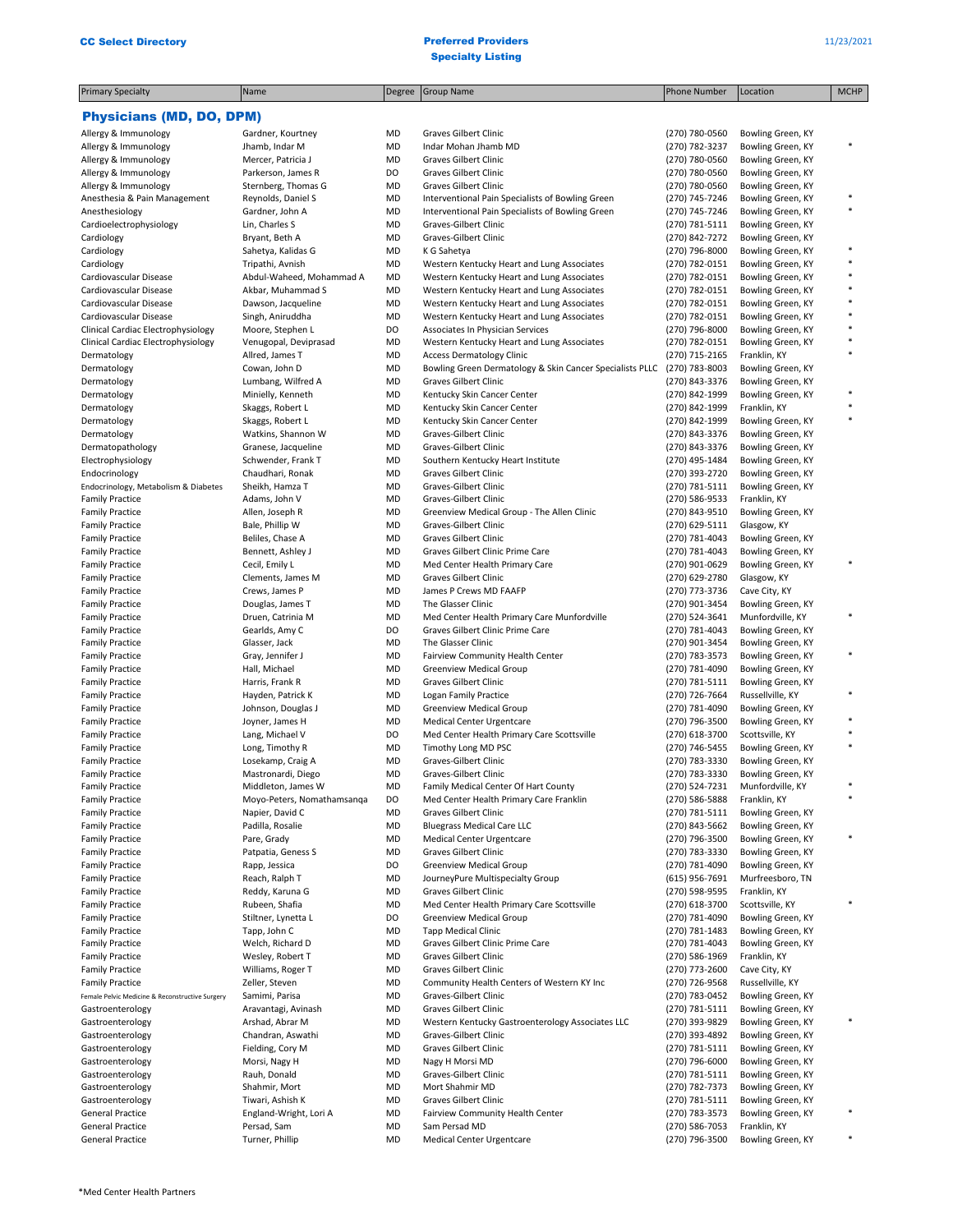CC Select Directory

**Preferred Providers**
**Specialty Listing**

11/23/2021

| Primary Specialty | Name | Degree | Group Name | Phone Number | Location | MCHP |
|---|---|---|---|---|---|---|
| **Physicians (MD, DO, DPM)** | | | | | | |
| Allergy & Immunology | Gardner, Kourtney | MD | Graves Gilbert Clinic | (270) 780-0560 | Bowling Green, KY | |
| Allergy & Immunology | Jhamb, Indar M | MD | Indar Mohan Jhamb MD | (270) 782-3237 | Bowling Green, KY | * |
| Allergy & Immunology | Mercer, Patricia J | MD | Graves Gilbert Clinic | (270) 780-0560 | Bowling Green, KY | |
| Allergy & Immunology | Parkerson, James R | DO | Graves Gilbert Clinic | (270) 780-0560 | Bowling Green, KY | |
| Allergy & Immunology | Sternberg, Thomas G | MD | Graves Gilbert Clinic | (270) 780-0560 | Bowling Green, KY | |
| Anesthesia & Pain Management | Reynolds, Daniel S | MD | Interventional Pain Specialists of Bowling Green | (270) 745-7246 | Bowling Green, KY | * |
| Anesthesiology | Gardner, John A | MD | Interventional Pain Specialists of Bowling Green | (270) 745-7246 | Bowling Green, KY | * |
| Cardioelectrophysiology | Lin, Charles S | MD | Graves-Gilbert Clinic | (270) 781-5111 | Bowling Green, KY | |
| Cardiology | Bryant, Beth A | MD | Graves-Gilbert Clinic | (270) 842-7272 | Bowling Green, KY | |
| Cardiology | Sahetya, Kalidas G | MD | K G Sahetya | (270) 796-8000 | Bowling Green, KY | * |
| Cardiology | Tripathi, Avnish | MD | Western Kentucky Heart and Lung Associates | (270) 782-0151 | Bowling Green, KY | * |
| Cardiovascular Disease | Abdul-Waheed, Mohammad A | MD | Western Kentucky Heart and Lung Associates | (270) 782-0151 | Bowling Green, KY | * |
| Cardiovascular Disease | Akbar, Muhammad S | MD | Western Kentucky Heart and Lung Associates | (270) 782-0151 | Bowling Green, KY | * |
| Cardiovascular Disease | Dawson, Jacqueline | MD | Western Kentucky Heart and Lung Associates | (270) 782-0151 | Bowling Green, KY | * |
| Cardiovascular Disease | Singh, Aniruddha | MD | Western Kentucky Heart and Lung Associates | (270) 782-0151 | Bowling Green, KY | * |
| Clinical Cardiac Electrophysiology | Moore, Stephen L | DO | Associates In Physician Services | (270) 796-8000 | Bowling Green, KY | * |
| Clinical Cardiac Electrophysiology | Venugopal, Deviprasad | MD | Western Kentucky Heart and Lung Associates | (270) 782-0151 | Bowling Green, KY | * |
| Dermatology | Allred, James T | MD | Access Dermatology Clinic | (270) 715-2165 | Franklin, KY | * |
| Dermatology | Cowan, John D | MD | Bowling Green Dermatology & Skin Cancer Specialists PLLC | (270) 783-8003 | Bowling Green, KY | |
| Dermatology | Lumbang, Wilfred A | MD | Graves Gilbert Clinic | (270) 843-3376 | Bowling Green, KY | |
| Dermatology | Minielly, Kenneth | MD | Kentucky Skin Cancer Center | (270) 842-1999 | Bowling Green, KY | * |
| Dermatology | Skaggs, Robert L | MD | Kentucky Skin Cancer Center | (270) 842-1999 | Franklin, KY | * |
| Dermatology | Skaggs, Robert L | MD | Kentucky Skin Cancer Center | (270) 842-1999 | Bowling Green, KY | * |
| Dermatology | Watkins, Shannon W | MD | Graves-Gilbert Clinic | (270) 843-3376 | Bowling Green, KY | |
| Dermatopathology | Granese, Jacqueline | MD | Graves-Gilbert Clinic | (270) 843-3376 | Bowling Green, KY | |
| Electrophysiology | Schwender, Frank T | MD | Southern Kentucky Heart Institute | (270) 495-1484 | Bowling Green, KY | |
| Endocrinology | Chaudhari, Ronak | MD | Graves Gilbert Clinic | (270) 393-2720 | Bowling Green, KY | |
| Endocrinology, Metabolism & Diabetes | Sheikh, Hamza T | MD | Graves-Gilbert Clinic | (270) 781-5111 | Bowling Green, KY | |
| Family Practice | Adams, John V | MD | Graves-Gilbert Clinic | (270) 586-9533 | Franklin, KY | |
| Family Practice | Allen, Joseph R | MD | Greenview Medical Group - The Allen Clinic | (270) 843-9510 | Bowling Green, KY | |
| Family Practice | Bale, Phillip W | MD | Graves-Gilbert Clinic | (270) 629-5111 | Glasgow, KY | |
| Family Practice | Beliles, Chase A | MD | Graves Gilbert Clinic | (270) 781-4043 | Bowling Green, KY | |
| Family Practice | Bennett, Ashley J | MD | Graves Gilbert Clinic Prime Care | (270) 781-4043 | Bowling Green, KY | |
| Family Practice | Cecil, Emily L | MD | Med Center Health Primary Care | (270) 901-0629 | Bowling Green, KY | * |
| Family Practice | Clements, James M | MD | Graves Gilbert Clinic | (270) 629-2780 | Glasgow, KY | |
| Family Practice | Crews, James P | MD | James P Crews MD FAAFP | (270) 773-3736 | Cave City, KY | |
| Family Practice | Douglas, James T | MD | The Glasser Clinic | (270) 901-3454 | Bowling Green, KY | |
| Family Practice | Druen, Catrinia M | MD | Med Center Health Primary Care Munfordville | (270) 524-3641 | Munfordville, KY | * |
| Family Practice | Gearlds, Amy C | DO | Graves Gilbert Clinic Prime Care | (270) 781-4043 | Bowling Green, KY | |
| Family Practice | Glasser, Jack | MD | The Glasser Clinic | (270) 901-3454 | Bowling Green, KY | |
| Family Practice | Gray, Jennifer J | MD | Fairview Community Health Center | (270) 783-3573 | Bowling Green, KY | * |
| Family Practice | Hall, Michael | MD | Greenview Medical Group | (270) 781-4090 | Bowling Green, KY | |
| Family Practice | Harris, Frank R | MD | Graves Gilbert Clinic | (270) 781-5111 | Bowling Green, KY | |
| Family Practice | Hayden, Patrick K | MD | Logan Family Practice | (270) 726-7664 | Russellville, KY | * |
| Family Practice | Johnson, Douglas J | MD | Greenview Medical Group | (270) 781-4090 | Bowling Green, KY | |
| Family Practice | Joyner, James H | MD | Medical Center Urgentcare | (270) 796-3500 | Bowling Green, KY | * |
| Family Practice | Lang, Michael V | DO | Med Center Health Primary Care Scottsville | (270) 618-3700 | Scottsville, KY | * |
| Family Practice | Long, Timothy R | MD | Timothy Long MD PSC | (270) 746-5455 | Bowling Green, KY | * |
| Family Practice | Losekamp, Craig A | MD | Graves-Gilbert Clinic | (270) 783-3330 | Bowling Green, KY | |
| Family Practice | Mastronardi, Diego | MD | Graves-Gilbert Clinic | (270) 783-3330 | Bowling Green, KY | |
| Family Practice | Middleton, James W | MD | Family Medical Center Of Hart County | (270) 524-7231 | Munfordville, KY | * |
| Family Practice | Moyo-Peters, Nomathamsanqa | DO | Med Center Health Primary Care Franklin | (270) 586-5888 | Franklin, KY | * |
| Family Practice | Napier, David C | MD | Graves Gilbert Clinic | (270) 781-5111 | Bowling Green, KY | |
| Family Practice | Padilla, Rosalie | MD | Bluegrass Medical Care LLC | (270) 843-5662 | Bowling Green, KY | |
| Family Practice | Pare, Grady | MD | Medical Center Urgentcare | (270) 796-3500 | Bowling Green, KY | * |
| Family Practice | Patpatia, Geness S | MD | Graves Gilbert Clinic | (270) 783-3330 | Bowling Green, KY | |
| Family Practice | Rapp, Jessica | DO | Greenview Medical Group | (270) 781-4090 | Bowling Green, KY | |
| Family Practice | Reach, Ralph T | MD | JourneyPure Multispecialty Group | (615) 956-7691 | Murfreesboro, TN | |
| Family Practice | Reddy, Karuna G | MD | Graves Gilbert Clinic | (270) 598-9595 | Franklin, KY | |
| Family Practice | Rubeen, Shafia | MD | Med Center Health Primary Care Scottsville | (270) 618-3700 | Scottsville, KY | * |
| Family Practice | Stiltner, Lynetta L | DO | Greenview Medical Group | (270) 781-4090 | Bowling Green, KY | |
| Family Practice | Tapp, John C | MD | Tapp Medical Clinic | (270) 781-1483 | Bowling Green, KY | |
| Family Practice | Welch, Richard D | MD | Graves Gilbert Clinic Prime Care | (270) 781-4043 | Bowling Green, KY | |
| Family Practice | Wesley, Robert T | MD | Graves Gilbert Clinic | (270) 586-1969 | Franklin, KY | |
| Family Practice | Williams, Roger T | MD | Graves Gilbert Clinic | (270) 773-2600 | Cave City, KY | |
| Family Practice | Zeller, Steven | MD | Community Health Centers of Western KY Inc | (270) 726-9568 | Russellville, KY | |
| Female Pelvic Medicine & Reconstructive Surgery | Samimi, Parisa | MD | Graves-Gilbert Clinic | (270) 783-0452 | Bowling Green, KY | |
| Gastroenterology | Aravantagi, Avinash | MD | Graves Gilbert Clinic | (270) 781-5111 | Bowling Green, KY | |
| Gastroenterology | Arshad, Abrar M | MD | Western Kentucky Gastroenterology Associates LLC | (270) 393-9829 | Bowling Green, KY | * |
| Gastroenterology | Chandran, Aswathi | MD | Graves-Gilbert Clinic | (270) 393-4892 | Bowling Green, KY | |
| Gastroenterology | Fielding, Cory M | MD | Graves Gilbert Clinic | (270) 781-5111 | Bowling Green, KY | |
| Gastroenterology | Morsi, Nagy H | MD | Nagy H Morsi MD | (270) 796-6000 | Bowling Green, KY | |
| Gastroenterology | Rauh, Donald | MD | Graves-Gilbert Clinic | (270) 781-5111 | Bowling Green, KY | |
| Gastroenterology | Shahmir, Mort | MD | Mort Shahmir MD | (270) 782-7373 | Bowling Green, KY | |
| Gastroenterology | Tiwari, Ashish K | MD | Graves Gilbert Clinic | (270) 781-5111 | Bowling Green, KY | |
| General Practice | England-Wright, Lori A | MD | Fairview Community Health Center | (270) 783-3573 | Bowling Green, KY | * |
| General Practice | Persad, Sam | MD | Sam Persad MD | (270) 586-7053 | Franklin, KY | |
| General Practice | Turner, Phillip | MD | Medical Center Urgentcare | (270) 796-3500 | Bowling Green, KY | * |

*Med Center Health Partners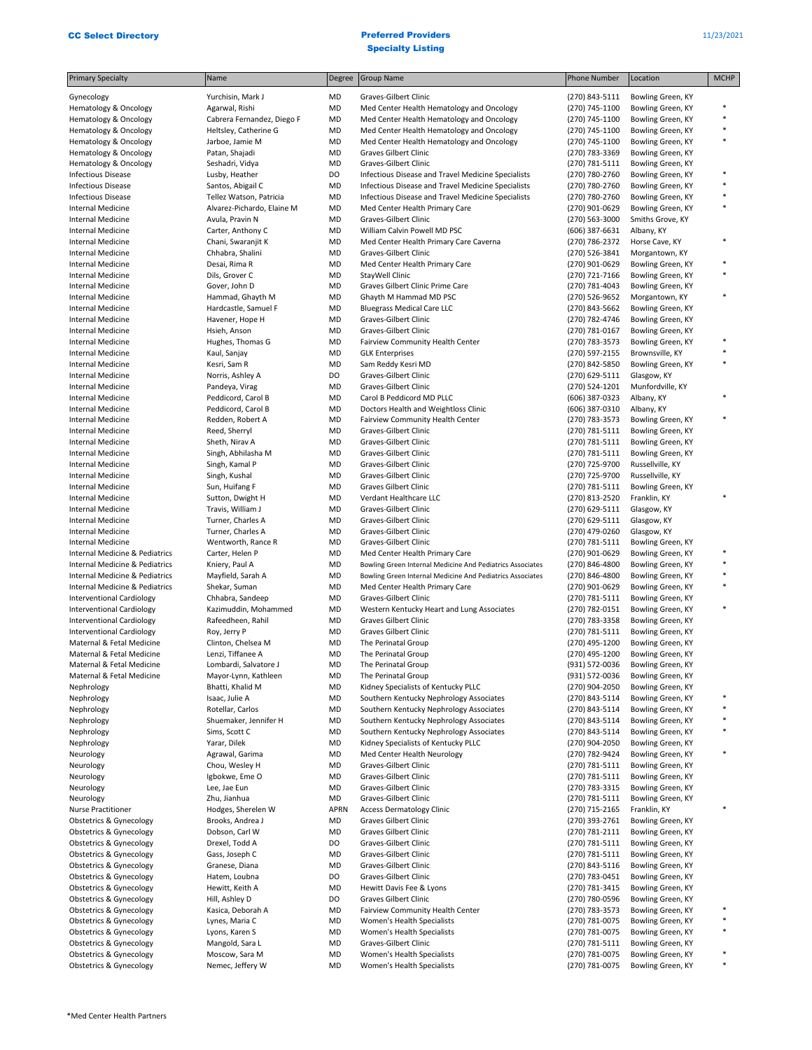CC Select Directory

Preferred Providers
Specialty Listing

11/23/2021

| Primary Specialty | Name | Degree | Group Name | Phone Number | Location | MCHP |
|---|---|---|---|---|---|---|
| Gynecology | Yurchisin, Mark J | MD | Graves-Gilbert Clinic | (270) 843-5111 | Bowling Green, KY | |
| Hematology & Oncology | Agarwal, Rishi | MD | Med Center Health Hematology and Oncology | (270) 745-1100 | Bowling Green, KY | * |
| Hematology & Oncology | Cabrera Fernandez, Diego F | MD | Med Center Health Hematology and Oncology | (270) 745-1100 | Bowling Green, KY | * |
| Hematology & Oncology | Heltsley, Catherine G | MD | Med Center Health Hematology and Oncology | (270) 745-1100 | Bowling Green, KY | * |
| Hematology & Oncology | Jarboe, Jamie M | MD | Med Center Health Hematology and Oncology | (270) 745-1100 | Bowling Green, KY | * |
| Hematology & Oncology | Patan, Shajadi | MD | Graves Gilbert Clinic | (270) 783-3369 | Bowling Green, KY | |
| Hematology & Oncology | Seshadri, Vidya | MD | Graves-Gilbert Clinic | (270) 781-5111 | Bowling Green, KY | |
| Infectious Disease | Lusby, Heather | DO | Infectious Disease and Travel Medicine Specialists | (270) 780-2760 | Bowling Green, KY | * |
| Infectious Disease | Santos, Abigail C | MD | Infectious Disease and Travel Medicine Specialists | (270) 780-2760 | Bowling Green, KY | * |
| Infectious Disease | Tellez Watson, Patricia | MD | Infectious Disease and Travel Medicine Specialists | (270) 780-2760 | Bowling Green, KY | * |
| Internal Medicine | Alvarez-Pichardo, Elaine M | MD | Med Center Health Primary Care | (270) 901-0629 | Bowling Green, KY | * |
| Internal Medicine | Avula, Pravin N | MD | Graves-Gilbert Clinic | (270) 563-3000 | Smiths Grove, KY | |
| Internal Medicine | Carter, Anthony C | MD | William Calvin Powell MD PSC | (606) 387-6631 | Albany, KY | |
| Internal Medicine | Chani, Swaranjit K | MD | Med Center Health Primary Care Caverna | (270) 786-2372 | Horse Cave, KY | * |
| Internal Medicine | Chhabra, Shalini | MD | Graves-Gilbert Clinic | (270) 526-3841 | Morgantown, KY | |
| Internal Medicine | Desai, Rima R | MD | Med Center Health Primary Care | (270) 901-0629 | Bowling Green, KY | * |
| Internal Medicine | Dils, Grover C | MD | StayWell Clinic | (270) 721-7166 | Bowling Green, KY | * |
| Internal Medicine | Gover, John D | MD | Graves Gilbert Clinic Prime Care | (270) 781-4043 | Bowling Green, KY | |
| Internal Medicine | Hammad, Ghayth M | MD | Ghayth M Hammad MD PSC | (270) 526-9652 | Morgantown, KY | * |
| Internal Medicine | Hardcastle, Samuel F | MD | Bluegrass Medical Care LLC | (270) 843-5662 | Bowling Green, KY | |
| Internal Medicine | Havener, Hope H | MD | Graves-Gilbert Clinic | (270) 782-4746 | Bowling Green, KY | |
| Internal Medicine | Hsieh, Anson | MD | Graves-Gilbert Clinic | (270) 781-0167 | Bowling Green, KY | |
| Internal Medicine | Hughes, Thomas G | MD | Fairview Community Health Center | (270) 783-3573 | Bowling Green, KY | * |
| Internal Medicine | Kaul, Sanjay | MD | GLK Enterprises | (270) 597-2155 | Brownsville, KY | * |
| Internal Medicine | Kesri, Sam R | MD | Sam Reddy Kesri MD | (270) 842-5850 | Bowling Green, KY | * |
| Internal Medicine | Norris, Ashley A | DO | Graves-Gilbert Clinic | (270) 629-5111 | Glasgow, KY | |
| Internal Medicine | Pandeya, Virag | MD | Graves-Gilbert Clinic | (270) 524-1201 | Munfordville, KY | |
| Internal Medicine | Peddicord, Carol B | MD | Carol B Peddicord MD PLLC | (606) 387-0323 | Albany, KY | * |
| Internal Medicine | Peddicord, Carol B | MD | Doctors Health and Weightloss Clinic | (606) 387-0310 | Albany, KY | |
| Internal Medicine | Redden, Robert A | MD | Fairview Community Health Center | (270) 783-3573 | Bowling Green, KY | * |
| Internal Medicine | Reed, Sherryl | MD | Graves-Gilbert Clinic | (270) 781-5111 | Bowling Green, KY | |
| Internal Medicine | Sheth, Nirav A | MD | Graves-Gilbert Clinic | (270) 781-5111 | Bowling Green, KY | |
| Internal Medicine | Singh, Abhilasha M | MD | Graves-Gilbert Clinic | (270) 781-5111 | Bowling Green, KY | |
| Internal Medicine | Singh, Kamal P | MD | Graves-Gilbert Clinic | (270) 725-9700 | Russellville, KY | |
| Internal Medicine | Singh, Kushal | MD | Graves-Gilbert Clinic | (270) 725-9700 | Russellville, KY | |
| Internal Medicine | Sun, Huifang F | MD | Graves Gilbert Clinic | (270) 781-5111 | Bowling Green, KY | |
| Internal Medicine | Sutton, Dwight H | MD | Verdant Healthcare LLC | (270) 813-2520 | Franklin, KY | * |
| Internal Medicine | Travis, William J | MD | Graves-Gilbert Clinic | (270) 629-5111 | Glasgow, KY | |
| Internal Medicine | Turner, Charles A | MD | Graves-Gilbert Clinic | (270) 629-5111 | Glasgow, KY | |
| Internal Medicine | Turner, Charles A | MD | Graves-Gilbert Clinic | (270) 479-0260 | Glasgow, KY | |
| Internal Medicine | Wentworth, Rance R | MD | Graves-Gilbert Clinic | (270) 781-5111 | Bowling Green, KY | |
| Internal Medicine & Pediatrics | Carter, Helen P | MD | Med Center Health Primary Care | (270) 901-0629 | Bowling Green, KY | * |
| Internal Medicine & Pediatrics | Kniery, Paul A | MD | Bowling Green Internal Medicine And Pediatrics Associates | (270) 846-4800 | Bowling Green, KY | * |
| Internal Medicine & Pediatrics | Mayfield, Sarah A | MD | Bowling Green Internal Medicine And Pediatrics Associates | (270) 846-4800 | Bowling Green, KY | * |
| Internal Medicine & Pediatrics | Shekar, Suman | MD | Med Center Health Primary Care | (270) 901-0629 | Bowling Green, KY | * |
| Interventional Cardiology | Chhabra, Sandeep | MD | Graves-Gilbert Clinic | (270) 781-5111 | Bowling Green, KY | |
| Interventional Cardiology | Kazimuddin, Mohammed | MD | Western Kentucky Heart and Lung Associates | (270) 782-0151 | Bowling Green, KY | * |
| Interventional Cardiology | Rafeedheen, Rahil | MD | Graves Gilbert Clinic | (270) 783-3358 | Bowling Green, KY | |
| Interventional Cardiology | Roy, Jerry P | MD | Graves Gilbert Clinic | (270) 781-5111 | Bowling Green, KY | |
| Maternal & Fetal Medicine | Clinton, Chelsea M | MD | The Perinatal Group | (270) 495-1200 | Bowling Green, KY | |
| Maternal & Fetal Medicine | Lenzi, Tiffanee A | MD | The Perinatal Group | (270) 495-1200 | Bowling Green, KY | |
| Maternal & Fetal Medicine | Lombardi, Salvatore J | MD | The Perinatal Group | (931) 572-0036 | Bowling Green, KY | |
| Maternal & Fetal Medicine | Mayor-Lynn, Kathleen | MD | The Perinatal Group | (931) 572-0036 | Bowling Green, KY | |
| Nephrology | Bhatti, Khalid M | MD | Kidney Specialists of Kentucky PLLC | (270) 904-2050 | Bowling Green, KY | |
| Nephrology | Isaac, Julie A | MD | Southern Kentucky Nephrology Associates | (270) 843-5114 | Bowling Green, KY | * |
| Nephrology | Rotellar, Carlos | MD | Southern Kentucky Nephrology Associates | (270) 843-5114 | Bowling Green, KY | * |
| Nephrology | Shuemaker, Jennifer H | MD | Southern Kentucky Nephrology Associates | (270) 843-5114 | Bowling Green, KY | * |
| Nephrology | Sims, Scott C | MD | Southern Kentucky Nephrology Associates | (270) 843-5114 | Bowling Green, KY | * |
| Nephrology | Yarar, Dilek | MD | Kidney Specialists of Kentucky PLLC | (270) 904-2050 | Bowling Green, KY | |
| Neurology | Agrawal, Garima | MD | Med Center Health Neurology | (270) 782-9424 | Bowling Green, KY | * |
| Neurology | Chou, Wesley H | MD | Graves-Gilbert Clinic | (270) 781-5111 | Bowling Green, KY | |
| Neurology | Igbokwe, Eme O | MD | Graves-Gilbert Clinic | (270) 781-5111 | Bowling Green, KY | |
| Neurology | Lee, Jae Eun | MD | Graves-Gilbert Clinic | (270) 783-3315 | Bowling Green, KY | |
| Neurology | Zhu, Jianhua | MD | Graves-Gilbert Clinic | (270) 781-5111 | Bowling Green, KY | |
| Nurse Practitioner | Hodges, Sherelen W | APRN | Access Dermatology Clinic | (270) 715-2165 | Franklin, KY | * |
| Obstetrics & Gynecology | Brooks, Andrea J | MD | Graves Gilbert Clinic | (270) 393-2761 | Bowling Green, KY | |
| Obstetrics & Gynecology | Dobson, Carl W | MD | Graves Gilbert Clinic | (270) 781-2111 | Bowling Green, KY | |
| Obstetrics & Gynecology | Drexel, Todd A | DO | Graves-Gilbert Clinic | (270) 781-5111 | Bowling Green, KY | |
| Obstetrics & Gynecology | Gass, Joseph C | MD | Graves-Gilbert Clinic | (270) 781-5111 | Bowling Green, KY | |
| Obstetrics & Gynecology | Granese, Diana | MD | Graves-Gilbert Clinic | (270) 843-5116 | Bowling Green, KY | |
| Obstetrics & Gynecology | Hatem, Loubna | DO | Graves-Gilbert Clinic | (270) 783-0451 | Bowling Green, KY | |
| Obstetrics & Gynecology | Hewitt, Keith A | MD | Hewitt Davis Fee & Lyons | (270) 781-3415 | Bowling Green, KY | |
| Obstetrics & Gynecology | Hill, Ashley D | DO | Graves Gilbert Clinic | (270) 780-0596 | Bowling Green, KY | |
| Obstetrics & Gynecology | Kasica, Deborah A | MD | Fairview Community Health Center | (270) 783-3573 | Bowling Green, KY | * |
| Obstetrics & Gynecology | Lynes, Maria C | MD | Women's Health Specialists | (270) 781-0075 | Bowling Green, KY | * |
| Obstetrics & Gynecology | Lyons, Karen S | MD | Women's Health Specialists | (270) 781-0075 | Bowling Green, KY | * |
| Obstetrics & Gynecology | Mangold, Sara L | MD | Graves-Gilbert Clinic | (270) 781-5111 | Bowling Green, KY | |
| Obstetrics & Gynecology | Moscow, Sara M | MD | Women's Health Specialists | (270) 781-0075 | Bowling Green, KY | * |
| Obstetrics & Gynecology | Nemec, Jeffery W | MD | Women's Health Specialists | (270) 781-0075 | Bowling Green, KY | * |

*Med Center Health Partners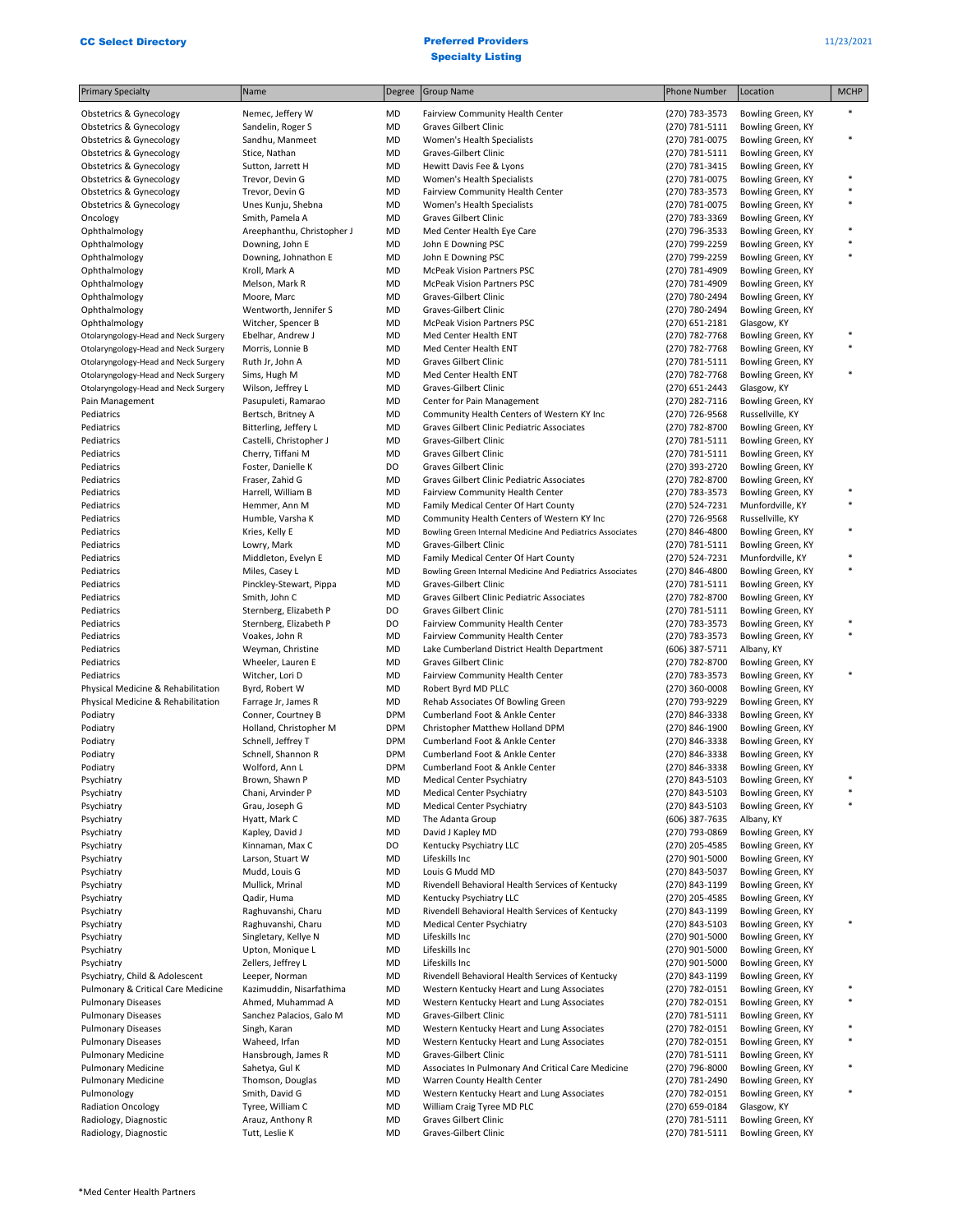**CC Select Directory**

**Preferred Providers**
**Specialty Listing**

11/23/2021

| Primary Specialty | Name | Degree | Group Name | Phone Number | Location | MCHP |
|---|---|---|---|---|---|---|
| Obstetrics & Gynecology | Nemec, Jeffery W | MD | Fairview Community Health Center | (270) 783-3573 | Bowling Green, KY | * |
| Obstetrics & Gynecology | Sandelin, Roger S | MD | Graves Gilbert Clinic | (270) 781-5111 | Bowling Green, KY | |
| Obstetrics & Gynecology | Sandhu, Manmeet | MD | Women's Health Specialists | (270) 781-0075 | Bowling Green, KY | * |
| Obstetrics & Gynecology | Stice, Nathan | MD | Graves-Gilbert Clinic | (270) 781-5111 | Bowling Green, KY | |
| Obstetrics & Gynecology | Sutton, Jarrett H | MD | Hewitt Davis Fee & Lyons | (270) 781-3415 | Bowling Green, KY | |
| Obstetrics & Gynecology | Trevor, Devin G | MD | Women's Health Specialists | (270) 781-0075 | Bowling Green, KY | * |
| Obstetrics & Gynecology | Trevor, Devin G | MD | Fairview Community Health Center | (270) 783-3573 | Bowling Green, KY | * |
| Obstetrics & Gynecology | Unes Kunju, Shebna | MD | Women's Health Specialists | (270) 781-0075 | Bowling Green, KY | * |
| Oncology | Smith, Pamela A | MD | Graves Gilbert Clinic | (270) 783-3369 | Bowling Green, KY | |
| Ophthalmology | Areephanthu, Christopher J | MD | Med Center Health Eye Care | (270) 796-3533 | Bowling Green, KY | * |
| Ophthalmology | Downing, John E | MD | John E Downing PSC | (270) 799-2259 | Bowling Green, KY | * |
| Ophthalmology | Downing, Johnathon E | MD | John E Downing PSC | (270) 799-2259 | Bowling Green, KY | * |
| Ophthalmology | Kroll, Mark A | MD | McPeak Vision Partners PSC | (270) 781-4909 | Bowling Green, KY | |
| Ophthalmology | Melson, Mark R | MD | McPeak Vision Partners PSC | (270) 781-4909 | Bowling Green, KY | |
| Ophthalmology | Moore, Marc | MD | Graves-Gilbert Clinic | (270) 780-2494 | Bowling Green, KY | |
| Ophthalmology | Wentworth, Jennifer S | MD | Graves-Gilbert Clinic | (270) 780-2494 | Bowling Green, KY | |
| Ophthalmology | Witcher, Spencer B | MD | McPeak Vision Partners PSC | (270) 651-2181 | Glasgow, KY | |
| Otolaryngology-Head and Neck Surgery | Ebelhar, Andrew J | MD | Med Center Health ENT | (270) 782-7768 | Bowling Green, KY | * |
| Otolaryngology-Head and Neck Surgery | Morris, Lonnie B | MD | Med Center Health ENT | (270) 782-7768 | Bowling Green, KY | * |
| Otolaryngology-Head and Neck Surgery | Ruth Jr, John A | MD | Graves Gilbert Clinic | (270) 781-5111 | Bowling Green, KY | |
| Otolaryngology-Head and Neck Surgery | Sims, Hugh M | MD | Med Center Health ENT | (270) 782-7768 | Bowling Green, KY | * |
| Otolaryngology-Head and Neck Surgery | Wilson, Jeffrey L | MD | Graves-Gilbert Clinic | (270) 651-2443 | Glasgow, KY | |
| Pain Management | Pasupuleti, Ramarao | MD | Center for Pain Management | (270) 282-7116 | Bowling Green, KY | |
| Pediatrics | Bertsch, Britney A | MD | Community Health Centers of Western KY Inc | (270) 726-9568 | Russellville, KY | |
| Pediatrics | Bitterling, Jeffery L | MD | Graves Gilbert Clinic Pediatric Associates | (270) 782-8700 | Bowling Green, KY | |
| Pediatrics | Castelli, Christopher J | MD | Graves-Gilbert Clinic | (270) 781-5111 | Bowling Green, KY | |
| Pediatrics | Cherry, Tiffani M | MD | Graves Gilbert Clinic | (270) 781-5111 | Bowling Green, KY | |
| Pediatrics | Foster, Danielle K | DO | Graves Gilbert Clinic | (270) 393-2720 | Bowling Green, KY | |
| Pediatrics | Fraser, Zahid G | MD | Graves Gilbert Clinic Pediatric Associates | (270) 782-8700 | Bowling Green, KY | |
| Pediatrics | Harrell, William B | MD | Fairview Community Health Center | (270) 783-3573 | Bowling Green, KY | * |
| Pediatrics | Hemmer, Ann M | MD | Family Medical Center Of Hart County | (270) 524-7231 | Munfordville, KY | * |
| Pediatrics | Humble, Varsha K | MD | Community Health Centers of Western KY Inc | (270) 726-9568 | Russellville, KY | |
| Pediatrics | Kries, Kelly E | MD | Bowling Green Internal Medicine And Pediatrics Associates | (270) 846-4800 | Bowling Green, KY | * |
| Pediatrics | Lowry, Mark | MD | Graves-Gilbert Clinic | (270) 781-5111 | Bowling Green, KY | |
| Pediatrics | Middleton, Evelyn E | MD | Family Medical Center Of Hart County | (270) 524-7231 | Munfordville, KY | * |
| Pediatrics | Miles, Casey L | MD | Bowling Green Internal Medicine And Pediatrics Associates | (270) 846-4800 | Bowling Green, KY | * |
| Pediatrics | Pinckley-Stewart, Pippa | MD | Graves-Gilbert Clinic | (270) 781-5111 | Bowling Green, KY | |
| Pediatrics | Smith, John C | MD | Graves Gilbert Clinic Pediatric Associates | (270) 782-8700 | Bowling Green, KY | |
| Pediatrics | Sternberg, Elizabeth P | DO | Graves Gilbert Clinic | (270) 781-5111 | Bowling Green, KY | |
| Pediatrics | Sternberg, Elizabeth P | DO | Fairview Community Health Center | (270) 783-3573 | Bowling Green, KY | * |
| Pediatrics | Voakes, John R | MD | Fairview Community Health Center | (270) 783-3573 | Bowling Green, KY | * |
| Pediatrics | Weyman, Christine | MD | Lake Cumberland District Health Department | (606) 387-5711 | Albany, KY | |
| Pediatrics | Wheeler, Lauren E | MD | Graves Gilbert Clinic | (270) 782-8700 | Bowling Green, KY | |
| Pediatrics | Witcher, Lori D | MD | Fairview Community Health Center | (270) 783-3573 | Bowling Green, KY | * |
| Physical Medicine & Rehabilitation | Byrd, Robert W | MD | Robert Byrd MD PLLC | (270) 360-0008 | Bowling Green, KY | |
| Physical Medicine & Rehabilitation | Farrage Jr, James R | MD | Rehab Associates Of Bowling Green | (270) 793-9229 | Bowling Green, KY | |
| Podiatry | Conner, Courtney B | DPM | Cumberland Foot & Ankle Center | (270) 846-3338 | Bowling Green, KY | |
| Podiatry | Holland, Christopher M | DPM | Christopher Matthew Holland DPM | (270) 846-1900 | Bowling Green, KY | |
| Podiatry | Schnell, Jeffrey T | DPM | Cumberland Foot & Ankle Center | (270) 846-3338 | Bowling Green, KY | |
| Podiatry | Schnell, Shannon R | DPM | Cumberland Foot & Ankle Center | (270) 846-3338 | Bowling Green, KY | |
| Podiatry | Wolford, Ann L | DPM | Cumberland Foot & Ankle Center | (270) 846-3338 | Bowling Green, KY | |
| Psychiatry | Brown, Shawn P | MD | Medical Center Psychiatry | (270) 843-5103 | Bowling Green, KY | * |
| Psychiatry | Chani, Arvinder P | MD | Medical Center Psychiatry | (270) 843-5103 | Bowling Green, KY | * |
| Psychiatry | Grau, Joseph G | MD | Medical Center Psychiatry | (270) 843-5103 | Bowling Green, KY | * |
| Psychiatry | Hyatt, Mark C | MD | The Adanta Group | (606) 387-7635 | Albany, KY | |
| Psychiatry | Kapley, David J | MD | David J Kapley MD | (270) 793-0869 | Bowling Green, KY | |
| Psychiatry | Kinnaman, Max C | DO | Kentucky Psychiatry LLC | (270) 205-4585 | Bowling Green, KY | |
| Psychiatry | Larson, Stuart W | MD | Lifeskills Inc | (270) 901-5000 | Bowling Green, KY | |
| Psychiatry | Mudd, Louis G | MD | Louis G Mudd MD | (270) 843-5037 | Bowling Green, KY | |
| Psychiatry | Mullick, Mrinal | MD | Rivendell Behavioral Health Services of Kentucky | (270) 843-1199 | Bowling Green, KY | |
| Psychiatry | Qadir, Huma | MD | Kentucky Psychiatry LLC | (270) 205-4585 | Bowling Green, KY | |
| Psychiatry | Raghuvanshi, Charu | MD | Rivendell Behavioral Health Services of Kentucky | (270) 843-1199 | Bowling Green, KY | |
| Psychiatry | Raghuvanshi, Charu | MD | Medical Center Psychiatry | (270) 843-5103 | Bowling Green, KY | * |
| Psychiatry | Singletary, Kellye N | MD | Lifeskills Inc | (270) 901-5000 | Bowling Green, KY | |
| Psychiatry | Upton, Monique L | MD | Lifeskills Inc | (270) 901-5000 | Bowling Green, KY | |
| Psychiatry | Zellers, Jeffrey L | MD | Lifeskills Inc | (270) 901-5000 | Bowling Green, KY | |
| Psychiatry, Child & Adolescent | Leeper, Norman | MD | Rivendell Behavioral Health Services of Kentucky | (270) 843-1199 | Bowling Green, KY | |
| Pulmonary & Critical Care Medicine | Kazimuddin, Nisarfathima | MD | Western Kentucky Heart and Lung Associates | (270) 782-0151 | Bowling Green, KY | * |
| Pulmonary Diseases | Ahmed, Muhammad A | MD | Western Kentucky Heart and Lung Associates | (270) 782-0151 | Bowling Green, KY | * |
| Pulmonary Diseases | Sanchez Palacios, Galo M | MD | Graves-Gilbert Clinic | (270) 781-5111 | Bowling Green, KY | |
| Pulmonary Diseases | Singh, Karan | MD | Western Kentucky Heart and Lung Associates | (270) 782-0151 | Bowling Green, KY | * |
| Pulmonary Diseases | Waheed, Irfan | MD | Western Kentucky Heart and Lung Associates | (270) 782-0151 | Bowling Green, KY | * |
| Pulmonary Medicine | Hansbrough, James R | MD | Graves-Gilbert Clinic | (270) 781-5111 | Bowling Green, KY | |
| Pulmonary Medicine | Sahetya, Gul K | MD | Associates In Pulmonary And Critical Care Medicine | (270) 796-8000 | Bowling Green, KY | * |
| Pulmonary Medicine | Thomson, Douglas | MD | Warren County Health Center | (270) 781-2490 | Bowling Green, KY | |
| Pulmonology | Smith, David G | MD | Western Kentucky Heart and Lung Associates | (270) 782-0151 | Bowling Green, KY | * |
| Radiation Oncology | Tyree, William C | MD | William Craig Tyree MD PLC | (270) 659-0184 | Glasgow, KY | |
| Radiology, Diagnostic | Arauz, Anthony R | MD | Graves Gilbert Clinic | (270) 781-5111 | Bowling Green, KY | |
| Radiology, Diagnostic | Tutt, Leslie K | MD | Graves-Gilbert Clinic | (270) 781-5111 | Bowling Green, KY | |

*Med Center Health Partners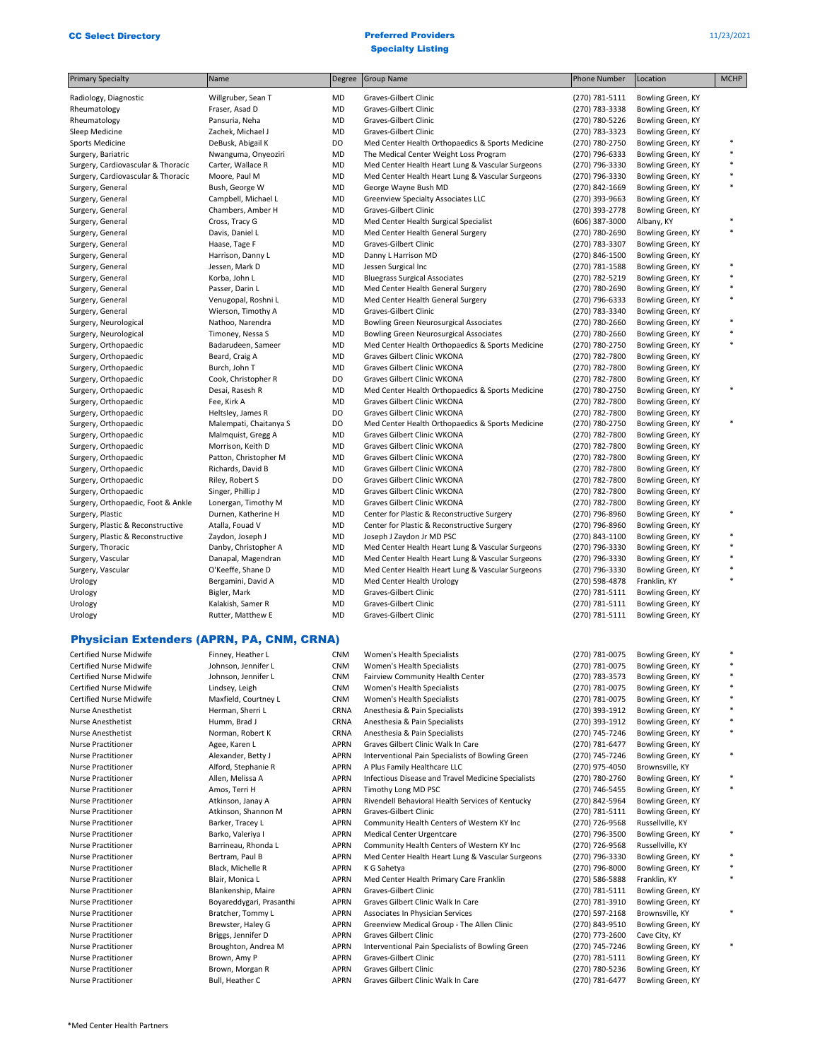| Primary Specialty | Name | Degree | Group Name | Phone Number | Location | MCHP |
|---|---|---|---|---|---|---|
| Radiology, Diagnostic | Willgruber, Sean T | MD | Graves-Gilbert Clinic | (270) 781-5111 | Bowling Green, KY | |
| Rheumatology | Fraser, Asad D | MD | Graves-Gilbert Clinic | (270) 783-3338 | Bowling Green, KY | |
| Rheumatology | Pansuria, Neha | MD | Graves-Gilbert Clinic | (270) 780-5226 | Bowling Green, KY | |
| Sleep Medicine | Zachek, Michael J | MD | Graves-Gilbert Clinic | (270) 783-3323 | Bowling Green, KY | |
| Sports Medicine | DeBusk, Abigail K | DO | Med Center Health Orthopaedics & Sports Medicine | (270) 780-2750 | Bowling Green, KY | * |
| Surgery, Bariatric | Nwanguma, Onyeoziri | MD | The Medical Center Weight Loss Program | (270) 796-6333 | Bowling Green, KY | * |
| Surgery, Cardiovascular & Thoracic | Carter, Wallace R | MD | Med Center Health Heart Lung & Vascular Surgeons | (270) 796-3330 | Bowling Green, KY | * |
| Surgery, Cardiovascular & Thoracic | Moore, Paul M | MD | Med Center Health Heart Lung & Vascular Surgeons | (270) 796-3330 | Bowling Green, KY | * |
| Surgery, General | Bush, George W | MD | George Wayne Bush MD | (270) 842-1669 | Bowling Green, KY | * |
| Surgery, General | Campbell, Michael L | MD | Greenview Specialty Associates LLC | (270) 393-9663 | Bowling Green, KY | |
| Surgery, General | Chambers, Amber H | MD | Graves-Gilbert Clinic | (270) 393-2778 | Bowling Green, KY | |
| Surgery, General | Cross, Tracy G | MD | Med Center Health Surgical Specialist | (606) 387-3000 | Albany, KY | * |
| Surgery, General | Davis, Daniel L | MD | Med Center Health General Surgery | (270) 780-2690 | Bowling Green, KY | * |
| Surgery, General | Haase, Tage F | MD | Graves-Gilbert Clinic | (270) 783-3307 | Bowling Green, KY | |
| Surgery, General | Harrison, Danny L | MD | Danny L Harrison MD | (270) 846-1500 | Bowling Green, KY | |
| Surgery, General | Jessen, Mark D | MD | Jessen Surgical Inc | (270) 781-1588 | Bowling Green, KY | * |
| Surgery, General | Korba, John L | MD | Bluegrass Surgical Associates | (270) 782-5219 | Bowling Green, KY | * |
| Surgery, General | Passer, Darin L | MD | Med Center Health General Surgery | (270) 780-2690 | Bowling Green, KY | * |
| Surgery, General | Venugopal, Roshni L | MD | Med Center Health General Surgery | (270) 796-6333 | Bowling Green, KY | * |
| Surgery, General | Wierson, Timothy A | MD | Graves-Gilbert Clinic | (270) 783-3340 | Bowling Green, KY | |
| Surgery, Neurological | Nathoo, Narendra | MD | Bowling Green Neurosurgical Associates | (270) 780-2660 | Bowling Green, KY | * |
| Surgery, Neurological | Timoney, Nessa S | MD | Bowling Green Neurosurgical Associates | (270) 780-2660 | Bowling Green, KY | * |
| Surgery, Orthopaedic | Badarudeen, Sameer | MD | Med Center Health Orthopaedics & Sports Medicine | (270) 780-2750 | Bowling Green, KY | * |
| Surgery, Orthopaedic | Beard, Craig A | MD | Graves Gilbert Clinic WKONA | (270) 782-7800 | Bowling Green, KY | |
| Surgery, Orthopaedic | Burch, John T | MD | Graves Gilbert Clinic WKONA | (270) 782-7800 | Bowling Green, KY | |
| Surgery, Orthopaedic | Cook, Christopher R | DO | Graves Gilbert Clinic WKONA | (270) 782-7800 | Bowling Green, KY | |
| Surgery, Orthopaedic | Desai, Rasesh R | MD | Med Center Health Orthopaedics & Sports Medicine | (270) 780-2750 | Bowling Green, KY | * |
| Surgery, Orthopaedic | Fee, Kirk A | MD | Graves Gilbert Clinic WKONA | (270) 782-7800 | Bowling Green, KY | |
| Surgery, Orthopaedic | Heltsley, James R | DO | Graves Gilbert Clinic WKONA | (270) 782-7800 | Bowling Green, KY | |
| Surgery, Orthopaedic | Malempati, Chaitanya S | DO | Med Center Health Orthopaedics & Sports Medicine | (270) 780-2750 | Bowling Green, KY | * |
| Surgery, Orthopaedic | Malmquist, Gregg A | MD | Graves Gilbert Clinic WKONA | (270) 782-7800 | Bowling Green, KY | |
| Surgery, Orthopaedic | Morrison, Keith D | MD | Graves Gilbert Clinic WKONA | (270) 782-7800 | Bowling Green, KY | |
| Surgery, Orthopaedic | Patton, Christopher M | MD | Graves Gilbert Clinic WKONA | (270) 782-7800 | Bowling Green, KY | |
| Surgery, Orthopaedic | Richards, David B | MD | Graves Gilbert Clinic WKONA | (270) 782-7800 | Bowling Green, KY | |
| Surgery, Orthopaedic | Riley, Robert S | DO | Graves Gilbert Clinic WKONA | (270) 782-7800 | Bowling Green, KY | |
| Surgery, Orthopaedic | Singer, Phillip J | MD | Graves Gilbert Clinic WKONA | (270) 782-7800 | Bowling Green, KY | |
| Surgery, Orthopaedic, Foot & Ankle | Lonergan, Timothy M | MD | Graves Gilbert Clinic WKONA | (270) 782-7800 | Bowling Green, KY | |
| Surgery, Plastic | Durnen, Katherine H | MD | Center for Plastic & Reconstructive Surgery | (270) 796-8960 | Bowling Green, KY | * |
| Surgery, Plastic & Reconstructive | Atalla, Fouad V | MD | Center for Plastic & Reconstructive Surgery | (270) 796-8960 | Bowling Green, KY | |
| Surgery, Plastic & Reconstructive | Zaydon, Joseph J | MD | Joseph J Zaydon Jr MD PSC | (270) 843-1100 | Bowling Green, KY | * |
| Surgery, Thoracic | Danby, Christopher A | MD | Med Center Health Heart Lung & Vascular Surgeons | (270) 796-3330 | Bowling Green, KY | * |
| Surgery, Vascular | Danapal, Magendran | MD | Med Center Health Heart Lung & Vascular Surgeons | (270) 796-3330 | Bowling Green, KY | * |
| Surgery, Vascular | O'Keeffe, Shane D | MD | Med Center Health Heart Lung & Vascular Surgeons | (270) 796-3330 | Bowling Green, KY | * |
| Urology | Bergamini, David A | MD | Med Center Health Urology | (270) 598-4878 | Franklin, KY | * |
| Urology | Bigler, Mark | MD | Graves-Gilbert Clinic | (270) 781-5111 | Bowling Green, KY | |
| Urology | Kalakish, Samer R | MD | Graves-Gilbert Clinic | (270) 781-5111 | Bowling Green, KY | |
| Urology | Rutter, Matthew E | MD | Graves-Gilbert Clinic | (270) 781-5111 | Bowling Green, KY | |

## Physician Extenders (APRN, PA, CNM, CRNA)

| | | | | | | |
|---|---|---|---|---|---|---|
| Certified Nurse Midwife | Finney, Heather L | CNM | Women's Health Specialists | (270) 781-0075 | Bowling Green, KY | * |
| Certified Nurse Midwife | Johnson, Jennifer L | CNM | Women's Health Specialists | (270) 781-0075 | Bowling Green, KY | * |
| Certified Nurse Midwife | Johnson, Jennifer L | CNM | Fairview Community Health Center | (270) 783-3573 | Bowling Green, KY | * |
| Certified Nurse Midwife | Lindsey, Leigh | CNM | Women's Health Specialists | (270) 781-0075 | Bowling Green, KY | * |
| Certified Nurse Midwife | Maxfield, Courtney L | CNM | Women's Health Specialists | (270) 781-0075 | Bowling Green, KY | * |
| Nurse Anesthetist | Herman, Sherri L | CRNA | Anesthesia & Pain Specialists | (270) 393-1912 | Bowling Green, KY | * |
| Nurse Anesthetist | Humm, Brad J | CRNA | Anesthesia & Pain Specialists | (270) 393-1912 | Bowling Green, KY | * |
| Nurse Anesthetist | Norman, Robert K | CRNA | Anesthesia & Pain Specialists | (270) 745-7246 | Bowling Green, KY | * |
| Nurse Practitioner | Agee, Karen L | APRN | Graves Gilbert Clinic Walk In Care | (270) 781-6477 | Bowling Green, KY | |
| Nurse Practitioner | Alexander, Betty J | APRN | Interventional Pain Specialists of Bowling Green | (270) 745-7246 | Bowling Green, KY | * |
| Nurse Practitioner | Alford, Stephanie R | APRN | A Plus Family Healthcare LLC | (270) 975-4050 | Brownsville, KY | |
| Nurse Practitioner | Allen, Melissa A | APRN | Infectious Disease and Travel Medicine Specialists | (270) 780-2760 | Bowling Green, KY | * |
| Nurse Practitioner | Amos, Terri H | APRN | Timothy Long MD PSC | (270) 746-5455 | Bowling Green, KY | * |
| Nurse Practitioner | Atkinson, Janay A | APRN | Rivendell Behavioral Health Services of Kentucky | (270) 842-5964 | Bowling Green, KY | |
| Nurse Practitioner | Atkinson, Shannon M | APRN | Graves-Gilbert Clinic | (270) 781-5111 | Bowling Green, KY | |
| Nurse Practitioner | Barker, Tracey L | APRN | Community Health Centers of Western KY Inc | (270) 726-9568 | Russellville, KY | |
| Nurse Practitioner | Barko, Valeriya I | APRN | Medical Center Urgentcare | (270) 796-3500 | Bowling Green, KY | * |
| Nurse Practitioner | Barrineau, Rhonda L | APRN | Community Health Centers of Western KY Inc | (270) 726-9568 | Russellville, KY | |
| Nurse Practitioner | Bertram, Paul B | APRN | Med Center Health Heart Lung & Vascular Surgeons | (270) 796-3330 | Bowling Green, KY | * |
| Nurse Practitioner | Black, Michelle R | APRN | K G Sahetya | (270) 796-8000 | Bowling Green, KY | * |
| Nurse Practitioner | Blair, Monica L | APRN | Med Center Health Primary Care Franklin | (270) 586-5888 | Franklin, KY | * |
| Nurse Practitioner | Blankenship, Maire | APRN | Graves-Gilbert Clinic | (270) 781-5111 | Bowling Green, KY | |
| Nurse Practitioner | Boyareddygari, Prasanthi | APRN | Graves Gilbert Clinic Walk In Care | (270) 781-3910 | Bowling Green, KY | |
| Nurse Practitioner | Bratcher, Tommy L | APRN | Associates In Physician Services | (270) 597-2168 | Brownsville, KY | * |
| Nurse Practitioner | Brewster, Haley G | APRN | Greenview Medical Group - The Allen Clinic | (270) 843-9510 | Bowling Green, KY | |
| Nurse Practitioner | Briggs, Jennifer D | APRN | Graves Gilbert Clinic | (270) 773-2600 | Cave City, KY | |
| Nurse Practitioner | Broughton, Andrea M | APRN | Interventional Pain Specialists of Bowling Green | (270) 745-7246 | Bowling Green, KY | * |
| Nurse Practitioner | Brown, Amy P | APRN | Graves-Gilbert Clinic | (270) 781-5111 | Bowling Green, KY | |
| Nurse Practitioner | Brown, Morgan R | APRN | Graves Gilbert Clinic | (270) 780-5236 | Bowling Green, KY | |
| Nurse Practitioner | Bull, Heather C | APRN | Graves Gilbert Clinic Walk In Care | (270) 781-6477 | Bowling Green, KY | |

*Med Center Health Partners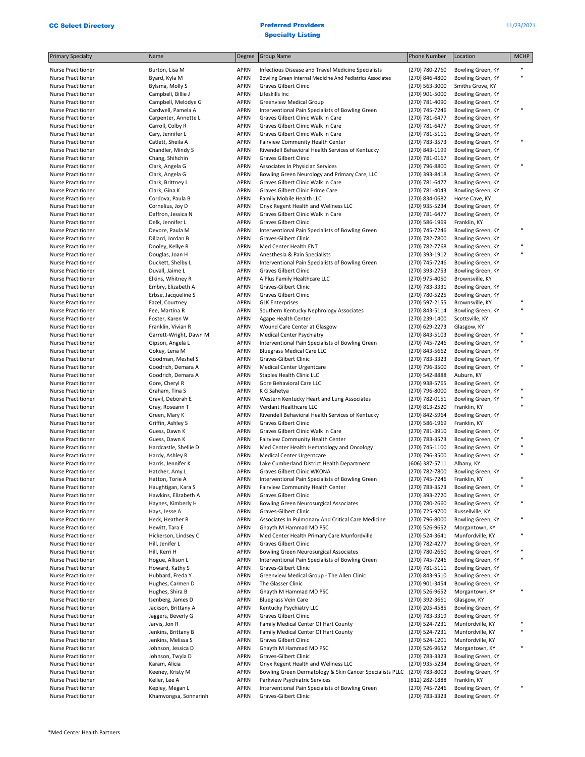**CC Select Directory**

**Preferred Providers**
**Specialty Listing**

11/23/2021

| Primary Specialty | Name | Degree | Group Name | Phone Number | Location | MCHP |
|---|---|---|---|---|---|---|
| Nurse Practitioner | Burton, Lisa M | APRN | Infectious Disease and Travel Medicine Specialists | (270) 780-2760 | Bowling Green, KY | * |
| Nurse Practitioner | Byard, Kyla M | APRN | Bowling Green Internal Medicine And Pediatrics Associates | (270) 846-4800 | Bowling Green, KY | * |
| Nurse Practitioner | Bylsma, Molly S | APRN | Graves Gilbert Clinic | (270) 563-3000 | Smiths Grove, KY | |
| Nurse Practitioner | Campbell, Billie J | APRN | Lifeskills Inc | (270) 901-5000 | Bowling Green, KY | |
| Nurse Practitioner | Campbell, Melodye G | APRN | Greenview Medical Group | (270) 781-4090 | Bowling Green, KY | |
| Nurse Practitioner | Cardwell, Pamela A | APRN | Interventional Pain Specialists of Bowling Green | (270) 745-7246 | Bowling Green, KY | * |
| Nurse Practitioner | Carpenter, Annette L | APRN | Graves Gilbert Clinic Walk In Care | (270) 781-6477 | Bowling Green, KY | |
| Nurse Practitioner | Carroll, Colby R | APRN | Graves Gilbert Clinic Walk In Care | (270) 781-6477 | Bowling Green, KY | |
| Nurse Practitioner | Cary, Jennifer L | APRN | Graves Gilbert Clinic Walk In Care | (270) 781-5111 | Bowling Green, KY | |
| Nurse Practitioner | Catlett, Sheila A | APRN | Fairview Community Health Center | (270) 783-3573 | Bowling Green, KY | * |
| Nurse Practitioner | Chandler, Mindy S | APRN | Rivendell Behavioral Health Services of Kentucky | (270) 843-1199 | Bowling Green, KY | |
| Nurse Practitioner | Chang, Shihchin | APRN | Graves Gilbert Clinic | (270) 781-0167 | Bowling Green, KY | |
| Nurse Practitioner | Clark, Angela G | APRN | Associates In Physician Services | (270) 796-8800 | Bowling Green, KY | * |
| Nurse Practitioner | Clark, Angela G | APRN | Bowling Green Neurology and Primary Care, LLC | (270) 393-8418 | Bowling Green, KY | |
| Nurse Practitioner | Clark, Brittney L | APRN | Graves Gilbert Clinic Walk In Care | (270) 781-6477 | Bowling Green, KY | |
| Nurse Practitioner | Clark, Gina K | APRN | Graves Gilbert Clinic Prime Care | (270) 781-4043 | Bowling Green, KY | |
| Nurse Practitioner | Cordova, Paula B | APRN | Family Mobile Health LLC | (270) 834-0682 | Horse Cave, KY | |
| Nurse Practitioner | Cornelius, Joy D | APRN | Onyx Regent Health and Wellness LLC | (270) 935-5234 | Bowling Green, KY | |
| Nurse Practitioner | Daffron, Jessica N | APRN | Graves Gilbert Clinic Walk In Care | (270) 781-6477 | Bowling Green, KY | |
| Nurse Practitioner | Delk, Jennifer L | APRN | Graves Gilbert Clinic | (270) 586-1969 | Franklin, KY | |
| Nurse Practitioner | Devore, Paula M | APRN | Interventional Pain Specialists of Bowling Green | (270) 745-7246 | Bowling Green, KY | * |
| Nurse Practitioner | Dillard, Jordan B | APRN | Graves-Gilbert Clinic | (270) 782-7800 | Bowling Green, KY | |
| Nurse Practitioner | Dooley, Kellye R | APRN | Med Center Health ENT | (270) 782-7768 | Bowling Green, KY | * |
| Nurse Practitioner | Douglas, Joan H | APRN | Anesthesia & Pain Specialists | (270) 393-1912 | Bowling Green, KY | * |
| Nurse Practitioner | Duckett, Shelby L | APRN | Interventional Pain Specialists of Bowling Green | (270) 745-7246 | Bowling Green, KY | |
| Nurse Practitioner | Duvall, Jaime L | APRN | Graves Gilbert Clinic | (270) 393-2753 | Bowling Green, KY | |
| Nurse Practitioner | Elkins, Whitney R | APRN | A Plus Family Healthcare LLC | (270) 975-4050 | Brownsville, KY | |
| Nurse Practitioner | Embry, Elizabeth A | APRN | Graves-Gilbert Clinic | (270) 783-3331 | Bowling Green, KY | |
| Nurse Practitioner | Erbse, Jacqueline S | APRN | Graves Gilbert Clinic | (270) 780-5225 | Bowling Green, KY | |
| Nurse Practitioner | Fazel, Courtney | APRN | GLK Enterprises | (270) 597-2155 | Brownsville, KY | * |
| Nurse Practitioner | Fee, Martina R | APRN | Southern Kentucky Nephrology Associates | (270) 843-5114 | Bowling Green, KY | * |
| Nurse Practitioner | Foster, Karen W | APRN | Agape Health Center | (270) 239-1400 | Scottsville, KY | |
| Nurse Practitioner | Franklin, Vivian R | APRN | Wound Care Center at Glasgow | (270) 629-2273 | Glasgow, KY | |
| Nurse Practitioner | Garrett-Wright, Dawn M | APRN | Medical Center Psychiatry | (270) 843-5103 | Bowling Green, KY | * |
| Nurse Practitioner | Gipson, Angela L | APRN | Interventional Pain Specialists of Bowling Green | (270) 745-7246 | Bowling Green, KY | * |
| Nurse Practitioner | Gokey, Lena M | APRN | Bluegrass Medical Care LLC | (270) 843-5662 | Bowling Green, KY | |
| Nurse Practitioner | Goodman, Meshel S | APRN | Graves-Gilbert Clinic | (270) 783-3323 | Bowling Green, KY | |
| Nurse Practitioner | Goodrich, Demara A | APRN | Medical Center Urgentcare | (270) 796-3500 | Bowling Green, KY | * |
| Nurse Practitioner | Goodrich, Demara A | APRN | Staples Health Clinic LLC | (270) 542-8888 | Auburn, KY | |
| Nurse Practitioner | Gore, Cheryl R | APRN | Gore Behavioral Care LLC | (270) 938-5765 | Bowling Green, KY | |
| Nurse Practitioner | Graham, Tina S | APRN | K G Sahetya | (270) 796-8000 | Bowling Green, KY | * |
| Nurse Practitioner | Gravil, Deborah E | APRN | Western Kentucky Heart and Lung Associates | (270) 782-0151 | Bowling Green, KY | * |
| Nurse Practitioner | Gray, Roseann T | APRN | Verdant Healthcare LLC | (270) 813-2520 | Franklin, KY | * |
| Nurse Practitioner | Green, Mary K | APRN | Rivendell Behavioral Health Services of Kentucky | (270) 842-5964 | Bowling Green, KY | |
| Nurse Practitioner | Griffin, Ashley S | APRN | Graves Gilbert Clinic | (270) 586-1969 | Franklin, KY | |
| Nurse Practitioner | Guess, Dawn K | APRN | Graves Gilbert Clinic Walk In Care | (270) 781-3910 | Bowling Green, KY | |
| Nurse Practitioner | Guess, Dawn K | APRN | Fairview Community Health Center | (270) 783-3573 | Bowling Green, KY | * |
| Nurse Practitioner | Hardcastle, Shellie D | APRN | Med Center Health Hematology and Oncology | (270) 745-1100 | Bowling Green, KY | * |
| Nurse Practitioner | Hardy, Ashley R | APRN | Medical Center Urgentcare | (270) 796-3500 | Bowling Green, KY | * |
| Nurse Practitioner | Harris, Jennifer K | APRN | Lake Cumberland District Health Department | (606) 387-5711 | Albany, KY | |
| Nurse Practitioner | Hatcher, Amy L | APRN | Graves Gilbert Clinic WKONA | (270) 782-7800 | Bowling Green, KY | |
| Nurse Practitioner | Hatton, Torie A | APRN | Interventional Pain Specialists of Bowling Green | (270) 745-7246 | Franklin, KY | * |
| Nurse Practitioner | Haughtigan, Kara S | APRN | Fairview Community Health Center | (270) 783-3573 | Bowling Green, KY | * |
| Nurse Practitioner | Hawkins, Elizabeth A | APRN | Graves Gilbert Clinic | (270) 393-2720 | Bowling Green, KY | |
| Nurse Practitioner | Haynes, Kimberly H | APRN | Bowling Green Neurosurgical Associates | (270) 780-2660 | Bowling Green, KY | * |
| Nurse Practitioner | Hays, Jesse A | APRN | Graves-Gilbert Clinic | (270) 725-9700 | Russellville, KY | |
| Nurse Practitioner | Heck, Heather R | APRN | Associates In Pulmonary And Critical Care Medicine | (270) 796-8000 | Bowling Green, KY | * |
| Nurse Practitioner | Hewitt, Tara E | APRN | Ghayth M Hammad MD PSC | (270) 526-9652 | Morgantown, KY | |
| Nurse Practitioner | Hickerson, Lindsey C | APRN | Med Center Health Primary Care Munfordville | (270) 524-3641 | Munfordville, KY | * |
| Nurse Practitioner | Hill, Jenifer L | APRN | Graves Gilbert Clinic | (270) 782-4277 | Bowling Green, KY | |
| Nurse Practitioner | Hill, Kerri H | APRN | Bowling Green Neurosurgical Associates | (270) 780-2660 | Bowling Green, KY | * |
| Nurse Practitioner | Hogue, Allison L | APRN | Interventional Pain Specialists of Bowling Green | (270) 745-7246 | Bowling Green, KY | * |
| Nurse Practitioner | Howard, Kathy S | APRN | Graves-Gilbert Clinic | (270) 781-5111 | Bowling Green, KY | |
| Nurse Practitioner | Hubbard, Freda Y | APRN | Greenview Medical Group - The Allen Clinic | (270) 843-9510 | Bowling Green, KY | |
| Nurse Practitioner | Hughes, Carmen D | APRN | The Glasser Clinic | (270) 901-3454 | Bowling Green, KY | |
| Nurse Practitioner | Hughes, Shira B | APRN | Ghayth M Hammad MD PSC | (270) 526-9652 | Morgantown, KY | * |
| Nurse Practitioner | Isenberg, James D | APRN | Bluegrass Vein Care | (270) 392-3661 | Glasgow, KY | |
| Nurse Practitioner | Jackson, Brittany A | APRN | Kentucky Psychiatry LLC | (270) 205-4585 | Bowling Green, KY | |
| Nurse Practitioner | Jaggers, Beverly G | APRN | Graves Gilbert Clinic | (270) 783-3319 | Bowling Green, KY | |
| Nurse Practitioner | Jarvis, Jon R | APRN | Family Medical Center Of Hart County | (270) 524-7231 | Munfordville, KY | * |
| Nurse Practitioner | Jenkins, Brittany B | APRN | Family Medical Center Of Hart County | (270) 524-7231 | Munfordville, KY | * |
| Nurse Practitioner | Jenkins, Melissa S | APRN | Graves Gilbert Clinic | (270) 524-1201 | Munfordville, KY | |
| Nurse Practitioner | Johnson, Jessica D | APRN | Ghayth M Hammad MD PSC | (270) 526-9652 | Morgantown, KY | * |
| Nurse Practitioner | Johnson, Twyla D | APRN | Graves-Gilbert Clinic | (270) 783-3323 | Bowling Green, KY | |
| Nurse Practitioner | Karam, Alicia | APRN | Onyx Regent Health and Wellness LLC | (270) 935-5234 | Bowling Green, KY | |
| Nurse Practitioner | Keeney, Kristy M | APRN | Bowling Green Dermatology & Skin Cancer Specialists PLLC | (270) 783-8003 | Bowling Green, KY | |
| Nurse Practitioner | Keller, Lee A | APRN | Parkview Psychiatric Services | (812) 282-1888 | Franklin, KY | |
| Nurse Practitioner | Kepley, Megan L | APRN | Interventional Pain Specialists of Bowling Green | (270) 745-7246 | Bowling Green, KY | * |
| Nurse Practitioner | Khamvongsa, Sonnarinh | APRN | Graves-Gilbert Clinic | (270) 783-3323 | Bowling Green, KY | |

*Med Center Health Partners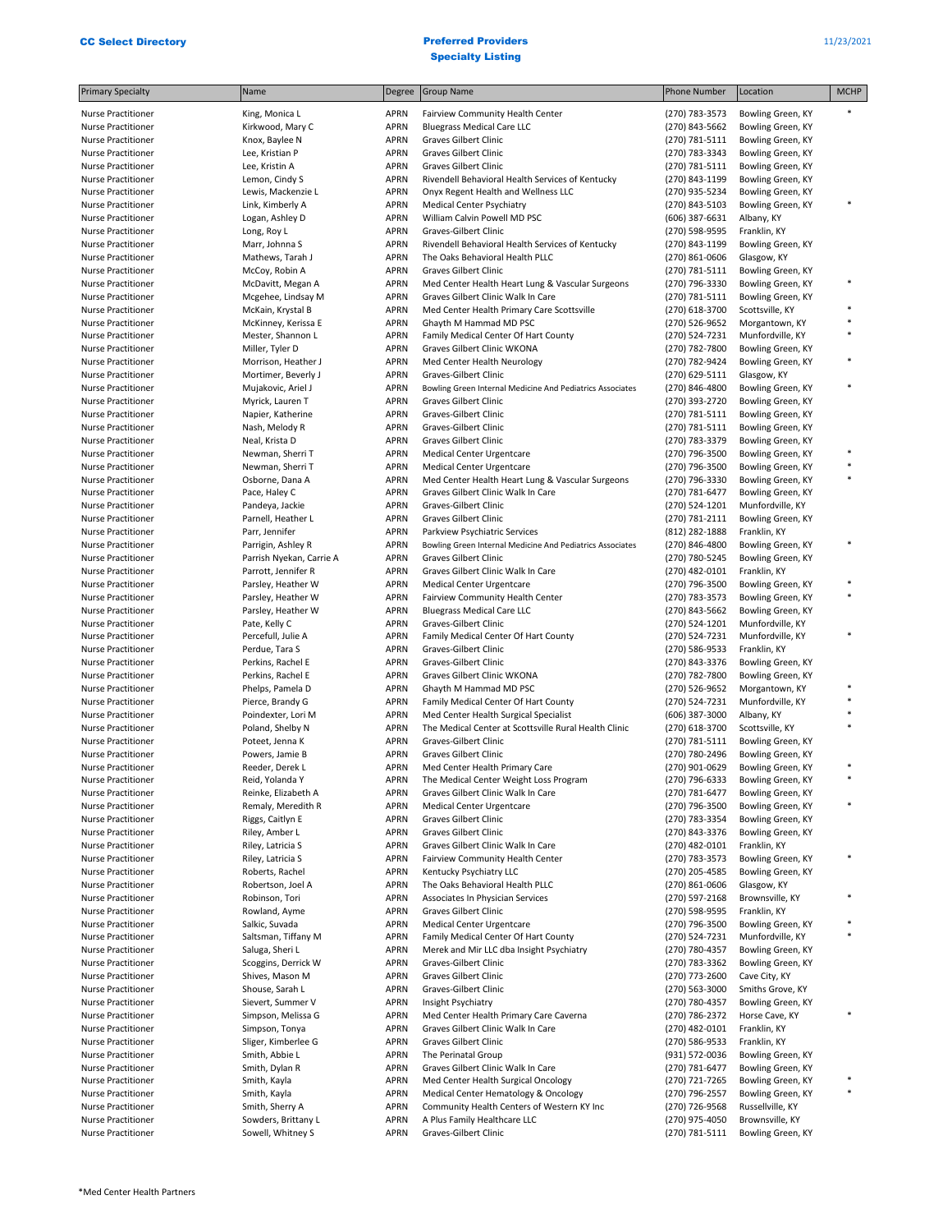| Primary Specialty | Name | Degree | Group Name | Phone Number | Location | MCHP |
|---|---|---|---|---|---|---|
| Nurse Practitioner | King, Monica L | APRN | Fairview Community Health Center | (270) 783-3573 | Bowling Green, KY | * |
| Nurse Practitioner | Kirkwood, Mary C | APRN | Bluegrass Medical Care LLC | (270) 843-5662 | Bowling Green, KY | |
| Nurse Practitioner | Knox, Baylee N | APRN | Graves Gilbert Clinic | (270) 781-5111 | Bowling Green, KY | |
| Nurse Practitioner | Lee, Kristian P | APRN | Graves Gilbert Clinic | (270) 783-3343 | Bowling Green, KY | |
| Nurse Practitioner | Lee, Kristin A | APRN | Graves Gilbert Clinic | (270) 781-5111 | Bowling Green, KY | |
| Nurse Practitioner | Lemon, Cindy S | APRN | Rivendell Behavioral Health Services of Kentucky | (270) 843-1199 | Bowling Green, KY | |
| Nurse Practitioner | Lewis, Mackenzie L | APRN | Onyx Regent Health and Wellness LLC | (270) 935-5234 | Bowling Green, KY | |
| Nurse Practitioner | Link, Kimberly A | APRN | Medical Center Psychiatry | (270) 843-5103 | Bowling Green, KY | * |
| Nurse Practitioner | Logan, Ashley D | APRN | William Calvin Powell MD PSC | (606) 387-6631 | Albany, KY | |
| Nurse Practitioner | Long, Roy L | APRN | Graves-Gilbert Clinic | (270) 598-9595 | Franklin, KY | |
| Nurse Practitioner | Marr, Johnna S | APRN | Rivendell Behavioral Health Services of Kentucky | (270) 843-1199 | Bowling Green, KY | |
| Nurse Practitioner | Mathews, Tarah J | APRN | The Oaks Behavioral Health PLLC | (270) 861-0606 | Glasgow, KY | |
| Nurse Practitioner | McCoy, Robin A | APRN | Graves Gilbert Clinic | (270) 781-5111 | Bowling Green, KY | |
| Nurse Practitioner | McDavitt, Megan A | APRN | Med Center Health Heart Lung & Vascular Surgeons | (270) 796-3330 | Bowling Green, KY | * |
| Nurse Practitioner | Mcgehee, Lindsay M | APRN | Graves Gilbert Clinic Walk In Care | (270) 781-5111 | Bowling Green, KY | |
| Nurse Practitioner | McKain, Krystal B | APRN | Med Center Health Primary Care Scottsville | (270) 618-3700 | Scottsville, KY | * |
| Nurse Practitioner | McKinney, Kerissa E | APRN | Ghayth M Hammad MD PSC | (270) 526-9652 | Morgantown, KY | * |
| Nurse Practitioner | Mester, Shannon L | APRN | Family Medical Center Of Hart County | (270) 524-7231 | Munfordville, KY | * |
| Nurse Practitioner | Miller, Tyler D | APRN | Graves Gilbert Clinic WKONA | (270) 782-7800 | Bowling Green, KY | |
| Nurse Practitioner | Morrison, Heather J | APRN | Med Center Health Neurology | (270) 782-9424 | Bowling Green, KY | * |
| Nurse Practitioner | Mortimer, Beverly J | APRN | Graves-Gilbert Clinic | (270) 629-5111 | Glasgow, KY | |
| Nurse Practitioner | Mujakovic, Ariel J | APRN | Bowling Green Internal Medicine And Pediatrics Associates | (270) 846-4800 | Bowling Green, KY | * |
| Nurse Practitioner | Myrick, Lauren T | APRN | Graves Gilbert Clinic | (270) 393-2720 | Bowling Green, KY | |
| Nurse Practitioner | Napier, Katherine | APRN | Graves-Gilbert Clinic | (270) 781-5111 | Bowling Green, KY | |
| Nurse Practitioner | Nash, Melody R | APRN | Graves-Gilbert Clinic | (270) 781-5111 | Bowling Green, KY | |
| Nurse Practitioner | Neal, Krista D | APRN | Graves Gilbert Clinic | (270) 783-3379 | Bowling Green, KY | |
| Nurse Practitioner | Newman, Sherri T | APRN | Medical Center Urgentcare | (270) 796-3500 | Bowling Green, KY | * |
| Nurse Practitioner | Newman, Sherri T | APRN | Medical Center Urgentcare | (270) 796-3500 | Bowling Green, KY | * |
| Nurse Practitioner | Osborne, Dana A | APRN | Med Center Health Heart Lung & Vascular Surgeons | (270) 796-3330 | Bowling Green, KY | * |
| Nurse Practitioner | Pace, Haley C | APRN | Graves Gilbert Clinic Walk In Care | (270) 781-6477 | Bowling Green, KY | |
| Nurse Practitioner | Pandeya, Jackie | APRN | Graves-Gilbert Clinic | (270) 524-1201 | Munfordville, KY | |
| Nurse Practitioner | Parnell, Heather L | APRN | Graves Gilbert Clinic | (270) 781-2111 | Bowling Green, KY | |
| Nurse Practitioner | Parr, Jennifer | APRN | Parkview Psychiatric Services | (812) 282-1888 | Franklin, KY | |
| Nurse Practitioner | Parrigin, Ashley R | APRN | Bowling Green Internal Medicine And Pediatrics Associates | (270) 846-4800 | Bowling Green, KY | * |
| Nurse Practitioner | Parrish Nyekan, Carrie A | APRN | Graves Gilbert Clinic | (270) 780-5245 | Bowling Green, KY | |
| Nurse Practitioner | Parrott, Jennifer R | APRN | Graves Gilbert Clinic Walk In Care | (270) 482-0101 | Franklin, KY | |
| Nurse Practitioner | Parsley, Heather W | APRN | Medical Center Urgentcare | (270) 796-3500 | Bowling Green, KY | * |
| Nurse Practitioner | Parsley, Heather W | APRN | Fairview Community Health Center | (270) 783-3573 | Bowling Green, KY | * |
| Nurse Practitioner | Parsley, Heather W | APRN | Bluegrass Medical Care LLC | (270) 843-5662 | Bowling Green, KY | |
| Nurse Practitioner | Pate, Kelly C | APRN | Graves-Gilbert Clinic | (270) 524-1201 | Munfordville, KY | |
| Nurse Practitioner | Percefull, Julie A | APRN | Family Medical Center Of Hart County | (270) 524-7231 | Munfordville, KY | * |
| Nurse Practitioner | Perdue, Tara S | APRN | Graves-Gilbert Clinic | (270) 586-9533 | Franklin, KY | |
| Nurse Practitioner | Perkins, Rachel E | APRN | Graves-Gilbert Clinic | (270) 843-3376 | Bowling Green, KY | |
| Nurse Practitioner | Perkins, Rachel E | APRN | Graves Gilbert Clinic WKONA | (270) 782-7800 | Bowling Green, KY | |
| Nurse Practitioner | Phelps, Pamela D | APRN | Ghayth M Hammad MD PSC | (270) 526-9652 | Morgantown, KY | * |
| Nurse Practitioner | Pierce, Brandy G | APRN | Family Medical Center Of Hart County | (270) 524-7231 | Munfordville, KY | * |
| Nurse Practitioner | Poindexter, Lori M | APRN | Med Center Health Surgical Specialist | (606) 387-3000 | Albany, KY | * |
| Nurse Practitioner | Poland, Shelby N | APRN | The Medical Center at Scottsville Rural Health Clinic | (270) 618-3700 | Scottsville, KY | * |
| Nurse Practitioner | Poteet, Jenna K | APRN | Graves-Gilbert Clinic | (270) 781-5111 | Bowling Green, KY | |
| Nurse Practitioner | Powers, Jamie B | APRN | Graves Gilbert Clinic | (270) 780-2496 | Bowling Green, KY | |
| Nurse Practitioner | Reeder, Derek L | APRN | Med Center Health Primary Care | (270) 901-0629 | Bowling Green, KY | * |
| Nurse Practitioner | Reid, Yolanda Y | APRN | The Medical Center Weight Loss Program | (270) 796-6333 | Bowling Green, KY | * |
| Nurse Practitioner | Reinke, Elizabeth A | APRN | Graves Gilbert Clinic Walk In Care | (270) 781-6477 | Bowling Green, KY | |
| Nurse Practitioner | Remaly, Meredith R | APRN | Medical Center Urgentcare | (270) 796-3500 | Bowling Green, KY | * |
| Nurse Practitioner | Riggs, Caitlyn E | APRN | Graves Gilbert Clinic | (270) 783-3354 | Bowling Green, KY | |
| Nurse Practitioner | Riley, Amber L | APRN | Graves Gilbert Clinic | (270) 843-3376 | Bowling Green, KY | |
| Nurse Practitioner | Riley, Latricia S | APRN | Graves Gilbert Clinic Walk In Care | (270) 482-0101 | Franklin, KY | |
| Nurse Practitioner | Riley, Latricia S | APRN | Fairview Community Health Center | (270) 783-3573 | Bowling Green, KY | * |
| Nurse Practitioner | Roberts, Rachel | APRN | Kentucky Psychiatry LLC | (270) 205-4585 | Bowling Green, KY | |
| Nurse Practitioner | Robertson, Joel A | APRN | The Oaks Behavioral Health PLLC | (270) 861-0606 | Glasgow, KY | |
| Nurse Practitioner | Robinson, Tori | APRN | Associates In Physician Services | (270) 597-2168 | Brownsville, KY | * |
| Nurse Practitioner | Rowland, Ayme | APRN | Graves Gilbert Clinic | (270) 598-9595 | Franklin, KY | |
| Nurse Practitioner | Salkic, Suvada | APRN | Medical Center Urgentcare | (270) 796-3500 | Bowling Green, KY | * |
| Nurse Practitioner | Saltsman, Tiffany M | APRN | Family Medical Center Of Hart County | (270) 524-7231 | Munfordville, KY | * |
| Nurse Practitioner | Saluga, Sheri L | APRN | Merek and Mir LLC dba Insight Psychiatry | (270) 780-4357 | Bowling Green, KY | |
| Nurse Practitioner | Scoggins, Derrick W | APRN | Graves-Gilbert Clinic | (270) 783-3362 | Bowling Green, KY | |
| Nurse Practitioner | Shives, Mason M | APRN | Graves Gilbert Clinic | (270) 773-2600 | Cave City, KY | |
| Nurse Practitioner | Shouse, Sarah L | APRN | Graves-Gilbert Clinic | (270) 563-3000 | Smiths Grove, KY | |
| Nurse Practitioner | Sievert, Summer V | APRN | Insight Psychiatry | (270) 780-4357 | Bowling Green, KY | |
| Nurse Practitioner | Simpson, Melissa G | APRN | Med Center Health Primary Care Caverna | (270) 786-2372 | Horse Cave, KY | * |
| Nurse Practitioner | Simpson, Tonya | APRN | Graves Gilbert Clinic Walk In Care | (270) 482-0101 | Franklin, KY | |
| Nurse Practitioner | Sliger, Kimberlee G | APRN | Graves Gilbert Clinic | (270) 586-9533 | Franklin, KY | |
| Nurse Practitioner | Smith, Abbie L | APRN | The Perinatal Group | (931) 572-0036 | Bowling Green, KY | |
| Nurse Practitioner | Smith, Dylan R | APRN | Graves Gilbert Clinic Walk In Care | (270) 781-6477 | Bowling Green, KY | |
| Nurse Practitioner | Smith, Kayla | APRN | Med Center Health Surgical Oncology | (270) 721-7265 | Bowling Green, KY | * |
| Nurse Practitioner | Smith, Kayla | APRN | Medical Center Hematology & Oncology | (270) 796-2557 | Bowling Green, KY | * |
| Nurse Practitioner | Smith, Sherry A | APRN | Community Health Centers of Western KY Inc | (270) 726-9568 | Russellville, KY | |
| Nurse Practitioner | Sowders, Brittany L | APRN | A Plus Family Healthcare LLC | (270) 975-4050 | Brownsville, KY | |
| Nurse Practitioner | Sowell, Whitney S | APRN | Graves-Gilbert Clinic | (270) 781-5111 | Bowling Green, KY | |

*Med Center Health Partners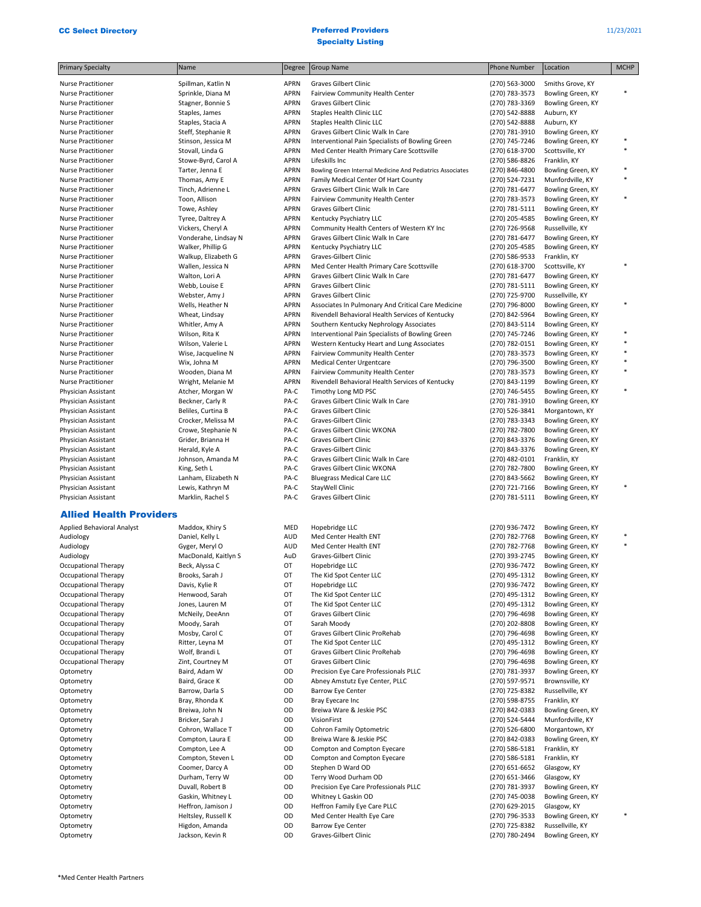**CC Select Directory**

**Preferred Providers**
**Specialty Listing**

11/23/2021

| Primary Specialty | Name | Degree | Group Name | Phone Number | Location | MCHP |
|---|---|---|---|---|---|---|
| Nurse Practitioner | Spillman, Katlin N | APRN | Graves Gilbert Clinic | (270) 563-3000 | Smiths Grove, KY | |
| Nurse Practitioner | Sprinkle, Diana M | APRN | Fairview Community Health Center | (270) 783-3573 | Bowling Green, KY | * |
| Nurse Practitioner | Stagner, Bonnie S | APRN | Graves Gilbert Clinic | (270) 783-3369 | Bowling Green, KY | |
| Nurse Practitioner | Staples, James | APRN | Staples Health Clinic LLC | (270) 542-8888 | Auburn, KY | |
| Nurse Practitioner | Staples, Stacia A | APRN | Staples Health Clinic LLC | (270) 542-8888 | Auburn, KY | |
| Nurse Practitioner | Steff, Stephanie R | APRN | Graves Gilbert Clinic Walk In Care | (270) 781-3910 | Bowling Green, KY | |
| Nurse Practitioner | Stinson, Jessica M | APRN | Interventional Pain Specialists of Bowling Green | (270) 745-7246 | Bowling Green, KY | * |
| Nurse Practitioner | Stovall, Linda G | APRN | Med Center Health Primary Care Scottsville | (270) 618-3700 | Scottsville, KY | * |
| Nurse Practitioner | Stowe-Byrd, Carol A | APRN | Lifeskills Inc | (270) 586-8826 | Franklin, KY | |
| Nurse Practitioner | Tarter, Jenna E | APRN | Bowling Green Internal Medicine And Pediatrics Associates | (270) 846-4800 | Bowling Green, KY | * |
| Nurse Practitioner | Thomas, Amy E | APRN | Family Medical Center Of Hart County | (270) 524-7231 | Munfordville, KY | * |
| Nurse Practitioner | Tinch, Adrienne L | APRN | Graves Gilbert Clinic Walk In Care | (270) 781-6477 | Bowling Green, KY | |
| Nurse Practitioner | Toon, Allison | APRN | Fairview Community Health Center | (270) 783-3573 | Bowling Green, KY | * |
| Nurse Practitioner | Towe, Ashley | APRN | Graves Gilbert Clinic | (270) 781-5111 | Bowling Green, KY | |
| Nurse Practitioner | Tyree, Daltrey A | APRN | Kentucky Psychiatry LLC | (270) 205-4585 | Bowling Green, KY | |
| Nurse Practitioner | Vickers, Cheryl A | APRN | Community Health Centers of Western KY Inc | (270) 726-9568 | Russellville, KY | |
| Nurse Practitioner | Vonderahe, Lindsay N | APRN | Graves Gilbert Clinic Walk In Care | (270) 781-6477 | Bowling Green, KY | |
| Nurse Practitioner | Walker, Phillip G | APRN | Kentucky Psychiatry LLC | (270) 205-4585 | Bowling Green, KY | |
| Nurse Practitioner | Walkup, Elizabeth G | APRN | Graves-Gilbert Clinic | (270) 586-9533 | Franklin, KY | |
| Nurse Practitioner | Wallen, Jessica N | APRN | Med Center Health Primary Care Scottsville | (270) 618-3700 | Scottsville, KY | * |
| Nurse Practitioner | Walton, Lori A | APRN | Graves Gilbert Clinic Walk In Care | (270) 781-6477 | Bowling Green, KY | |
| Nurse Practitioner | Webb, Louise E | APRN | Graves Gilbert Clinic | (270) 781-5111 | Bowling Green, KY | |
| Nurse Practitioner | Webster, Amy J | APRN | Graves Gilbert Clinic | (270) 725-9700 | Russellville, KY | |
| Nurse Practitioner | Wells, Heather N | APRN | Associates In Pulmonary And Critical Care Medicine | (270) 796-8000 | Bowling Green, KY | * |
| Nurse Practitioner | Wheat, Lindsay | APRN | Rivendell Behavioral Health Services of Kentucky | (270) 842-5964 | Bowling Green, KY | |
| Nurse Practitioner | Whitler, Amy A | APRN | Southern Kentucky Nephrology Associates | (270) 843-5114 | Bowling Green, KY | |
| Nurse Practitioner | Wilson, Rita K | APRN | Interventional Pain Specialists of Bowling Green | (270) 745-7246 | Bowling Green, KY | * |
| Nurse Practitioner | Wilson, Valerie L | APRN | Western Kentucky Heart and Lung Associates | (270) 782-0151 | Bowling Green, KY | * |
| Nurse Practitioner | Wise, Jacqueline N | APRN | Fairview Community Health Center | (270) 783-3573 | Bowling Green, KY | * |
| Nurse Practitioner | Wix, Johna M | APRN | Medical Center Urgentcare | (270) 796-3500 | Bowling Green, KY | * |
| Nurse Practitioner | Wooden, Diana M | APRN | Fairview Community Health Center | (270) 783-3573 | Bowling Green, KY | * |
| Nurse Practitioner | Wright, Melanie M | APRN | Rivendell Behavioral Health Services of Kentucky | (270) 843-1199 | Bowling Green, KY | |
| Physician Assistant | Atcher, Morgan W | PA-C | Timothy Long MD PSC | (270) 746-5455 | Bowling Green, KY | * |
| Physician Assistant | Beckner, Carly R | PA-C | Graves Gilbert Clinic Walk In Care | (270) 781-3910 | Bowling Green, KY | |
| Physician Assistant | Beliles, Curtina B | PA-C | Graves Gilbert Clinic | (270) 526-3841 | Morgantown, KY | |
| Physician Assistant | Crocker, Melissa M | PA-C | Graves-Gilbert Clinic | (270) 783-3343 | Bowling Green, KY | |
| Physician Assistant | Crowe, Stephanie N | PA-C | Graves Gilbert Clinic WKONA | (270) 782-7800 | Bowling Green, KY | |
| Physician Assistant | Grider, Brianna H | PA-C | Graves Gilbert Clinic | (270) 843-3376 | Bowling Green, KY | |
| Physician Assistant | Herald, Kyle A | PA-C | Graves-Gilbert Clinic | (270) 843-3376 | Bowling Green, KY | |
| Physician Assistant | Johnson, Amanda M | PA-C | Graves Gilbert Clinic Walk In Care | (270) 482-0101 | Franklin, KY | |
| Physician Assistant | King, Seth L | PA-C | Graves Gilbert Clinic WKONA | (270) 782-7800 | Bowling Green, KY | |
| Physician Assistant | Lanham, Elizabeth N | PA-C | Bluegrass Medical Care LLC | (270) 843-5662 | Bowling Green, KY | |
| Physician Assistant | Lewis, Kathryn M | PA-C | StayWell Clinic | (270) 721-7166 | Bowling Green, KY | * |
| Physician Assistant | Marklin, Rachel S | PA-C | Graves Gilbert Clinic | (270) 781-5111 | Bowling Green, KY | |

## Allied Health Providers

| Primary Specialty | Name | Degree | Group Name | Phone Number | Location | MCHP |
|---|---|---|---|---|---|---|
| Applied Behavioral Analyst | Maddox, Khiry S | MED | Hopebridge LLC | (270) 936-7472 | Bowling Green, KY | |
| Audiology | Daniel, Kelly L | AUD | Med Center Health ENT | (270) 782-7768 | Bowling Green, KY | * |
| Audiology | Gyger, Meryl O | AUD | Med Center Health ENT | (270) 782-7768 | Bowling Green, KY | * |
| Audiology | MacDonald, Kaitlyn S | AuD | Graves-Gilbert Clinic | (270) 393-2745 | Bowling Green, KY | |
| Occupational Therapy | Beck, Alyssa C | OT | Hopebridge LLC | (270) 936-7472 | Bowling Green, KY | |
| Occupational Therapy | Brooks, Sarah J | OT | The Kid Spot Center LLC | (270) 495-1312 | Bowling Green, KY | |
| Occupational Therapy | Davis, Kylie R | OT | Hopebridge LLC | (270) 936-7472 | Bowling Green, KY | |
| Occupational Therapy | Henwood, Sarah | OT | The Kid Spot Center LLC | (270) 495-1312 | Bowling Green, KY | |
| Occupational Therapy | Jones, Lauren M | OT | The Kid Spot Center LLC | (270) 495-1312 | Bowling Green, KY | |
| Occupational Therapy | McNeily, DeeAnn | OT | Graves Gilbert Clinic | (270) 796-4698 | Bowling Green, KY | |
| Occupational Therapy | Moody, Sarah | OT | Sarah Moody | (270) 202-8808 | Bowling Green, KY | |
| Occupational Therapy | Mosby, Carol C | OT | Graves Gilbert Clinic ProRehab | (270) 796-4698 | Bowling Green, KY | |
| Occupational Therapy | Ritter, Leyna M | OT | The Kid Spot Center LLC | (270) 495-1312 | Bowling Green, KY | |
| Occupational Therapy | Wolf, Brandi L | OT | Graves Gilbert Clinic ProRehab | (270) 796-4698 | Bowling Green, KY | |
| Occupational Therapy | Zint, Courtney M | OT | Graves Gilbert Clinic | (270) 796-4698 | Bowling Green, KY | |
| Optometry | Baird, Adam W | OD | Precision Eye Care Professionals PLLC | (270) 781-3937 | Bowling Green, KY | |
| Optometry | Baird, Grace K | OD | Abney Amstutz Eye Center, PLLC | (270) 597-9571 | Brownsville, KY | |
| Optometry | Barrow, Darla S | OD | Barrow Eye Center | (270) 725-8382 | Russellville, KY | |
| Optometry | Bray, Rhonda K | OD | Bray Eyecare Inc | (270) 598-8755 | Franklin, KY | |
| Optometry | Breiwa, John N | OD | Breiwa Ware & Jeskie PSC | (270) 842-0383 | Bowling Green, KY | |
| Optometry | Bricker, Sarah J | OD | VisionFirst | (270) 524-5444 | Munfordville, KY | |
| Optometry | Cohron, Wallace T | OD | Cohron Family Optometric | (270) 526-6800 | Morgantown, KY | |
| Optometry | Compton, Laura E | OD | Breiwa Ware & Jeskie PSC | (270) 842-0383 | Bowling Green, KY | |
| Optometry | Compton, Lee A | OD | Compton and Compton Eyecare | (270) 586-5181 | Franklin, KY | |
| Optometry | Compton, Steven L | OD | Compton and Compton Eyecare | (270) 586-5181 | Franklin, KY | |
| Optometry | Coomer, Darcy A | OD | Stephen D Ward OD | (270) 651-6652 | Glasgow, KY | |
| Optometry | Durham, Terry W | OD | Terry Wood Durham OD | (270) 651-3466 | Glasgow, KY | |
| Optometry | Duvall, Robert B | OD | Precision Eye Care Professionals PLLC | (270) 781-3937 | Bowling Green, KY | |
| Optometry | Gaskin, Whitney L | OD | Whitney L Gaskin OD | (270) 745-0038 | Bowling Green, KY | |
| Optometry | Heffron, Jamison J | OD | Heffron Family Eye Care PLLC | (270) 629-2015 | Glasgow, KY | |
| Optometry | Heltsley, Russell K | OD | Med Center Health Eye Care | (270) 796-3533 | Bowling Green, KY | * |
| Optometry | Higdon, Amanda | OD | Barrow Eye Center | (270) 725-8382 | Russellville, KY | |
| Optometry | Jackson, Kevin R | OD | Graves-Gilbert Clinic | (270) 780-2494 | Bowling Green, KY | |

*Med Center Health Partners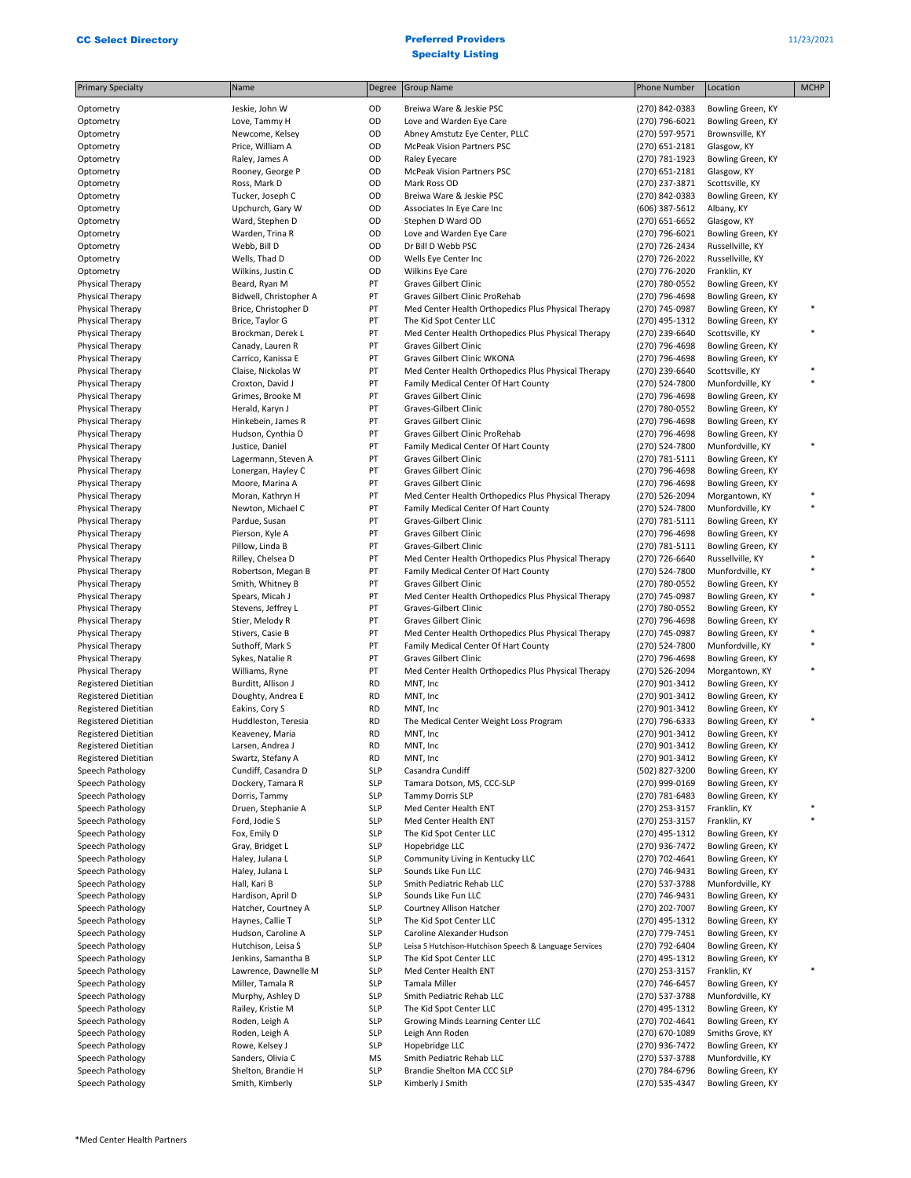**CC Select Directory**

**Preferred Providers**
**Specialty Listing**

11/23/2021

| Primary Specialty | Name | Degree | Group Name | Phone Number | Location | MCHP |
|---|---|---|---|---|---|---|
| Optometry | Jeskie, John W | OD | Breiwa Ware & Jeskie PSC | (270) 842-0383 | Bowling Green, KY | |
| Optometry | Love, Tammy H | OD | Love and Warden Eye Care | (270) 796-6021 | Bowling Green, KY | |
| Optometry | Newcome, Kelsey | OD | Abney Amstutz Eye Center, PLLC | (270) 597-9571 | Brownsville, KY | |
| Optometry | Price, William A | OD | McPeak Vision Partners PSC | (270) 651-2181 | Glasgow, KY | |
| Optometry | Raley, James A | OD | Raley Eyecare | (270) 781-1923 | Bowling Green, KY | |
| Optometry | Rooney, George P | OD | McPeak Vision Partners PSC | (270) 651-2181 | Glasgow, KY | |
| Optometry | Ross, Mark D | OD | Mark Ross OD | (270) 237-3871 | Scottsville, KY | |
| Optometry | Tucker, Joseph C | OD | Breiwa Ware & Jeskie PSC | (270) 842-0383 | Bowling Green, KY | |
| Optometry | Upchurch, Gary W | OD | Associates In Eye Care Inc | (606) 387-5612 | Albany, KY | |
| Optometry | Ward, Stephen D | OD | Stephen D Ward OD | (270) 651-6652 | Glasgow, KY | |
| Optometry | Warden, Trina R | OD | Love and Warden Eye Care | (270) 796-6021 | Bowling Green, KY | |
| Optometry | Webb, Bill D | OD | Dr Bill D Webb PSC | (270) 726-2434 | Russellville, KY | |
| Optometry | Wells, Thad D | OD | Wells Eye Center Inc | (270) 726-2022 | Russellville, KY | |
| Optometry | Wilkins, Justin C | OD | Wilkins Eye Care | (270) 776-2020 | Franklin, KY | |
| Physical Therapy | Beard, Ryan M | PT | Graves Gilbert Clinic | (270) 780-0552 | Bowling Green, KY | |
| Physical Therapy | Bidwell, Christopher A | PT | Graves Gilbert Clinic ProRehab | (270) 796-4698 | Bowling Green, KY | |
| Physical Therapy | Brice, Christopher D | PT | Med Center Health Orthopedics Plus Physical Therapy | (270) 745-0987 | Bowling Green, KY | * |
| Physical Therapy | Brice, Taylor G | PT | The Kid Spot Center LLC | (270) 495-1312 | Bowling Green, KY | |
| Physical Therapy | Brockman, Derek L | PT | Med Center Health Orthopedics Plus Physical Therapy | (270) 239-6640 | Scottsville, KY | * |
| Physical Therapy | Canady, Lauren R | PT | Graves Gilbert Clinic | (270) 796-4698 | Bowling Green, KY | |
| Physical Therapy | Carrico, Kanissa E | PT | Graves Gilbert Clinic WKONA | (270) 796-4698 | Bowling Green, KY | |
| Physical Therapy | Claise, Nickolas W | PT | Med Center Health Orthopedics Plus Physical Therapy | (270) 239-6640 | Scottsville, KY | * |
| Physical Therapy | Croxton, David J | PT | Family Medical Center Of Hart County | (270) 524-7800 | Munfordville, KY | * |
| Physical Therapy | Grimes, Brooke M | PT | Graves Gilbert Clinic | (270) 796-4698 | Bowling Green, KY | |
| Physical Therapy | Herald, Karyn J | PT | Graves-Gilbert Clinic | (270) 780-0552 | Bowling Green, KY | |
| Physical Therapy | Hinkebein, James R | PT | Graves Gilbert Clinic | (270) 796-4698 | Bowling Green, KY | |
| Physical Therapy | Hudson, Cynthia D | PT | Graves Gilbert Clinic ProRehab | (270) 796-4698 | Bowling Green, KY | |
| Physical Therapy | Justice, Daniel | PT | Family Medical Center Of Hart County | (270) 524-7800 | Munfordville, KY | * |
| Physical Therapy | Lagermann, Steven A | PT | Graves Gilbert Clinic | (270) 781-5111 | Bowling Green, KY | |
| Physical Therapy | Lonergan, Hayley C | PT | Graves Gilbert Clinic | (270) 796-4698 | Bowling Green, KY | |
| Physical Therapy | Moore, Marina A | PT | Graves Gilbert Clinic | (270) 796-4698 | Bowling Green, KY | |
| Physical Therapy | Moran, Kathryn H | PT | Med Center Health Orthopedics Plus Physical Therapy | (270) 526-2094 | Morgantown, KY | * |
| Physical Therapy | Newton, Michael C | PT | Family Medical Center Of Hart County | (270) 524-7800 | Munfordville, KY | * |
| Physical Therapy | Pardue, Susan | PT | Graves-Gilbert Clinic | (270) 781-5111 | Bowling Green, KY | |
| Physical Therapy | Pierson, Kyle A | PT | Graves Gilbert Clinic | (270) 796-4698 | Bowling Green, KY | |
| Physical Therapy | Pillow, Linda B | PT | Graves-Gilbert Clinic | (270) 781-5111 | Bowling Green, KY | |
| Physical Therapy | Rilley, Chelsea D | PT | Med Center Health Orthopedics Plus Physical Therapy | (270) 726-6640 | Russellville, KY | * |
| Physical Therapy | Robertson, Megan B | PT | Family Medical Center Of Hart County | (270) 524-7800 | Munfordville, KY | * |
| Physical Therapy | Smith, Whitney B | PT | Graves Gilbert Clinic | (270) 780-0552 | Bowling Green, KY | |
| Physical Therapy | Spears, Micah J | PT | Med Center Health Orthopedics Plus Physical Therapy | (270) 745-0987 | Bowling Green, KY | * |
| Physical Therapy | Stevens, Jeffrey L | PT | Graves-Gilbert Clinic | (270) 780-0552 | Bowling Green, KY | |
| Physical Therapy | Stier, Melody R | PT | Graves Gilbert Clinic | (270) 796-4698 | Bowling Green, KY | |
| Physical Therapy | Stivers, Casie B | PT | Med Center Health Orthopedics Plus Physical Therapy | (270) 745-0987 | Bowling Green, KY | * |
| Physical Therapy | Suthoff, Mark S | PT | Family Medical Center Of Hart County | (270) 524-7800 | Munfordville, KY | * |
| Physical Therapy | Sykes, Natalie R | PT | Graves Gilbert Clinic | (270) 796-4698 | Bowling Green, KY | |
| Physical Therapy | Williams, Ryne | PT | Med Center Health Orthopedics Plus Physical Therapy | (270) 526-2094 | Morgantown, KY | * |
| Registered Dietitian | Burditt, Allison J | RD | MNT, Inc | (270) 901-3412 | Bowling Green, KY | |
| Registered Dietitian | Doughty, Andrea E | RD | MNT, Inc | (270) 901-3412 | Bowling Green, KY | |
| Registered Dietitian | Eakins, Cory S | RD | MNT, Inc | (270) 901-3412 | Bowling Green, KY | |
| Registered Dietitian | Huddleston, Teresia | RD | The Medical Center Weight Loss Program | (270) 796-6333 | Bowling Green, KY | * |
| Registered Dietitian | Keaveney, Maria | RD | MNT, Inc | (270) 901-3412 | Bowling Green, KY | |
| Registered Dietitian | Larsen, Andrea J | RD | MNT, Inc | (270) 901-3412 | Bowling Green, KY | |
| Registered Dietitian | Swartz, Stefany A | RD | MNT, Inc | (270) 901-3412 | Bowling Green, KY | |
| Speech Pathology | Cundiff, Casandra D | SLP | Casandra Cundiff | (502) 827-3200 | Bowling Green, KY | |
| Speech Pathology | Dockery, Tamara R | SLP | Tamara Dotson, MS, CCC-SLP | (270) 999-0169 | Bowling Green, KY | |
| Speech Pathology | Dorris, Tammy | SLP | Tammy Dorris SLP | (270) 781-6483 | Bowling Green, KY | |
| Speech Pathology | Druen, Stephanie A | SLP | Med Center Health ENT | (270) 253-3157 | Franklin, KY | * |
| Speech Pathology | Ford, Jodie S | SLP | Med Center Health ENT | (270) 253-3157 | Franklin, KY | * |
| Speech Pathology | Fox, Emily D | SLP | The Kid Spot Center LLC | (270) 495-1312 | Bowling Green, KY | |
| Speech Pathology | Gray, Bridget L | SLP | Hopebridge LLC | (270) 936-7472 | Bowling Green, KY | |
| Speech Pathology | Haley, Julana L | SLP | Community Living in Kentucky LLC | (270) 702-4641 | Bowling Green, KY | |
| Speech Pathology | Haley, Julana L | SLP | Sounds Like Fun LLC | (270) 746-9431 | Bowling Green, KY | |
| Speech Pathology | Hall, Kari B | SLP | Smith Pediatric Rehab LLC | (270) 537-3788 | Munfordville, KY | |
| Speech Pathology | Hardison, April D | SLP | Sounds Like Fun LLC | (270) 746-9431 | Bowling Green, KY | |
| Speech Pathology | Hatcher, Courtney A | SLP | Courtney Allison Hatcher | (270) 202-7007 | Bowling Green, KY | |
| Speech Pathology | Haynes, Callie T | SLP | The Kid Spot Center LLC | (270) 495-1312 | Bowling Green, KY | |
| Speech Pathology | Hudson, Caroline A | SLP | Caroline Alexander Hudson | (270) 779-7451 | Bowling Green, KY | |
| Speech Pathology | Hutchison, Leisa S | SLP | Leisa S Hutchison-Hutchison Speech & Language Services | (270) 792-6404 | Bowling Green, KY | |
| Speech Pathology | Jenkins, Samantha B | SLP | The Kid Spot Center LLC | (270) 495-1312 | Bowling Green, KY | |
| Speech Pathology | Lawrence, Dawnelle M | SLP | Med Center Health ENT | (270) 253-3157 | Franklin, KY | * |
| Speech Pathology | Miller, Tamala R | SLP | Tamala Miller | (270) 746-6457 | Bowling Green, KY | |
| Speech Pathology | Murphy, Ashley D | SLP | Smith Pediatric Rehab LLC | (270) 537-3788 | Munfordville, KY | |
| Speech Pathology | Railey, Kristie M | SLP | The Kid Spot Center LLC | (270) 495-1312 | Bowling Green, KY | |
| Speech Pathology | Roden, Leigh A | SLP | Growing Minds Learning Center LLC | (270) 702-4641 | Bowling Green, KY | |
| Speech Pathology | Roden, Leigh A | SLP | Leigh Ann Roden | (270) 670-1089 | Smiths Grove, KY | |
| Speech Pathology | Rowe, Kelsey J | SLP | Hopebridge LLC | (270) 936-7472 | Bowling Green, KY | |
| Speech Pathology | Sanders, Olivia C | MS | Smith Pediatric Rehab LLC | (270) 537-3788 | Munfordville, KY | |
| Speech Pathology | Shelton, Brandie H | SLP | Brandie Shelton MA CCC SLP | (270) 784-6796 | Bowling Green, KY | |
| Speech Pathology | Smith, Kimberly | SLP | Kimberly J Smith | (270) 535-4347 | Bowling Green, KY | |

*Med Center Health Partners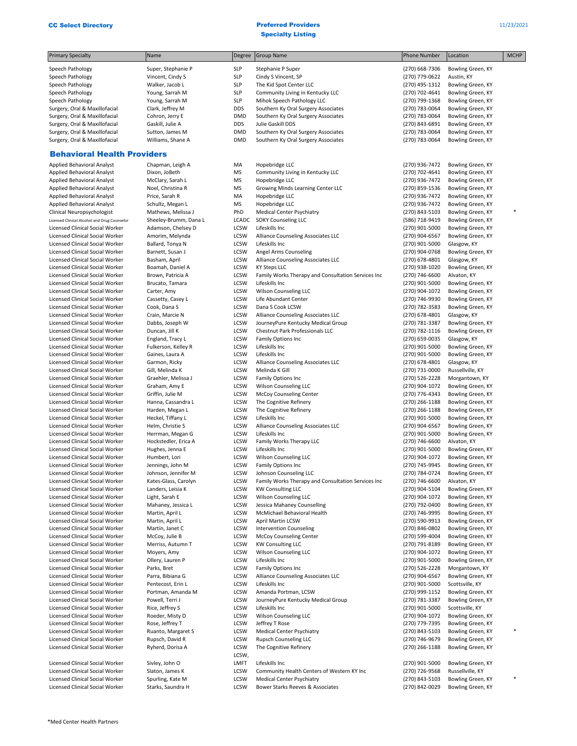**CC Select Directory**

# Preferred Providers
## Specialty Listing

| Primary Specialty | Name | Degree | Group Name | Phone Number | Location | MCHP |
|---|---|---|---|---|---|---|
| Speech Pathology | Super, Stephanie P | SLP | Stephanie P Super | (270) 668-7306 | Bowling Green, KY | |
| Speech Pathology | Vincent, Cindy S | SLP | Cindy S Vincent, SP | (270) 779-0622 | Austin, KY | |
| Speech Pathology | Walker, Jacob L | SLP | The Kid Spot Center LLC | (270) 495-1312 | Bowling Green, KY | |
| Speech Pathology | Young, Sarrah M | SLP | Community Living in Kentucky LLC | (270) 702-4641 | Bowling Green, KY | |
| Speech Pathology | Young, Sarrah M | SLP | Mihok Speech Pathology LLC | (270) 799-1368 | Bowling Green, KY | |
| Surgery, Oral & Maxillofacial | Clark, Jeffrey M | DDS | Southern Ky Oral Surgery Associates | (270) 783-0064 | Bowling Green, KY | |
| Surgery, Oral & Maxillofacial | Cohron, Jerry E | DMD | Southern Ky Oral Surgery Associates | (270) 783-0064 | Bowling Green, KY | |
| Surgery, Oral & Maxillofacial | Gaskill, Julie A | DDS | Julie Gaskill DDS | (270) 843-6891 | Bowling Green, KY | |
| Surgery, Oral & Maxillofacial | Sutton, James M | DMD | Southern Ky Oral Surgery Associates | (270) 783-0064 | Bowling Green, KY | |
| Surgery, Oral & Maxillofacial | Williams, Shane A | DMD | Southern Ky Oral Surgery Associates | (270) 783-0064 | Bowling Green, KY | |

## Behavioral Health Providers

| Primary Specialty | Name | Degree | Group Name | Phone Number | Location | MCHP |
|---|---|---|---|---|---|---|
| Applied Behavioral Analyst | Chapman, Leigh A | MA | Hopebridge LLC | (270) 936-7472 | Bowling Green, KY | |
| Applied Behavioral Analyst | Dixon, JoBeth | MS | Community Living in Kentucky LLC | (270) 702-4641 | Bowling Green, KY | |
| Applied Behavioral Analyst | McClary, Sarah L | MS | Hopebridge LLC | (270) 936-7472 | Bowling Green, KY | |
| Applied Behavioral Analyst | Noel, Christina R | MS | Growing Minds Learning Center LLC | (270) 859-1536 | Bowling Green, KY | |
| Applied Behavioral Analyst | Price, Sarah R | MA | Hopebridge LLC | (270) 936-7472 | Bowling Green, KY | |
| Applied Behavioral Analyst | Schultz, Megan L | MS | Hopebridge LLC | (270) 936-7472 | Bowling Green, KY | |
| Clinical Neuropsychologist | Mathews, Melissa J | PhD | Medical Center Psychiatry | (270) 843-5103 | Bowling Green, KY | * |
| Licensed Clinical Alcohol and Drug Counselor | Sheeley-Brumm, Dana L | LCADC | SOKY Counseling LLC | (586) 718-9419 | Bowling Green, KY | |
| Licensed Clinical Social Worker | Adamson, Chelsey D | LCSW | Lifeskills Inc | (270) 901-5000 | Bowling Green, KY | |
| Licensed Clinical Social Worker | Amorim, Melynda | LCSW | Alliance Counseling Associates LLC | (270) 904-6567 | Bowling Green, KY | |
| Licensed Clinical Social Worker | Ballard, Tonya N | LCSW | Lifeskills Inc | (270) 901-5000 | Glasgow, KY | |
| Licensed Clinical Social Worker | Barnett, Susan J | LCSW | Angel Arms Counseling | (270) 904-0768 | Bowling Green, KY | |
| Licensed Clinical Social Worker | Basham, April | LCSW | Alliance Counseling Associates LLC | (270) 678-4801 | Glasgow, KY | |
| Licensed Clinical Social Worker | Boamah, Daniel A | LCSW | KY Steps LLC | (270) 938-1020 | Bowling Green, KY | |
| Licensed Clinical Social Worker | Brown, Patricia A | LCSW | Family Works Therapy and Consultation Services Inc | (270) 746-6600 | Alvaton, KY | |
| Licensed Clinical Social Worker | Brucato, Tamara | LCSW | Lifeskills Inc | (270) 901-5000 | Bowling Green, KY | |
| Licensed Clinical Social Worker | Carter, Amy | LCSW | Wilson Counseling LLC | (270) 904-1072 | Bowling Green, KY | |
| Licensed Clinical Social Worker | Cassetty, Casey L | LCSW | Life Abundant Center | (270) 746-9930 | Bowling Green, KY | |
| Licensed Clinical Social Worker | Cook, Dana S | LCSW | Dana S Cook LCSW | (270) 782-3583 | Bowling Green, KY | |
| Licensed Clinical Social Worker | Crain, Marcie N | LCSW | Alliance Counseling Associates LLC | (270) 678-4801 | Glasgow, KY | |
| Licensed Clinical Social Worker | Dabbs, Joseph W | LCSW | JourneyPure Kentucky Medical Group | (270) 781-3387 | Bowling Green, KY | |
| Licensed Clinical Social Worker | Duncan, Jill K | LCSW | Chestnut Park Professionals LLC | (270) 782-1116 | Bowling Green, KY | |
| Licensed Clinical Social Worker | England, Tracy L | LCSW | Family Options Inc | (270) 659-0035 | Glasgow, KY | |
| Licensed Clinical Social Worker | Fulkerson, Kelley R | LCSW | Lifeskills Inc | (270) 901-5000 | Bowling Green, KY | |
| Licensed Clinical Social Worker | Gaines, Laura A | LCSW | Lifeskills Inc | (270) 901-5000 | Bowling Green, KY | |
| Licensed Clinical Social Worker | Garmon, Ricky | LCSW | Alliance Counseling Associates LLC | (270) 678-4801 | Glasgow, KY | |
| Licensed Clinical Social Worker | Gill, Melinda K | LCSW | Melinda K Gill | (270) 731-0000 | Russellville, KY | |
| Licensed Clinical Social Worker | Graehler, Melissa J | LCSW | Family Options Inc | (270) 526-2228 | Morgantown, KY | |
| Licensed Clinical Social Worker | Graham, Amy E | LCSW | Wilson Counseling LLC | (270) 904-1072 | Bowling Green, KY | |
| Licensed Clinical Social Worker | Griffin, Julie M | LCSW | McCoy Counseling Center | (270) 776-4343 | Bowling Green, KY | |
| Licensed Clinical Social Worker | Hanna, Cassandra L | LCSW | The Cognitive Refinery | (270) 266-1188 | Bowling Green, KY | |
| Licensed Clinical Social Worker | Harden, Megan L | LCSW | The Cognitive Refinery | (270) 266-1188 | Bowling Green, KY | |
| Licensed Clinical Social Worker | Heckel, Tiffany L | LCSW | Lifeskills Inc | (270) 901-5000 | Bowling Green, KY | |
| Licensed Clinical Social Worker | Helm, Christie S | LCSW | Alliance Counseling Associates LLC | (270) 904-6567 | Bowling Green, KY | |
| Licensed Clinical Social Worker | Herrman, Megan G | LCSW | Lifeskills Inc | (270) 901-5000 | Bowling Green, KY | |
| Licensed Clinical Social Worker | Hockstedler, Erica A | LCSW | Family Works Therapy LLC | (270) 746-6600 | Alvaton, KY | |
| Licensed Clinical Social Worker | Hughes, Jenna E | LCSW | Lifeskills Inc | (270) 901-5000 | Bowling Green, KY | |
| Licensed Clinical Social Worker | Humbert, Lori | LCSW | Wilson Counseling LLC | (270) 904-1072 | Bowling Green, KY | |
| Licensed Clinical Social Worker | Jennings, John M | LCSW | Family Options Inc | (270) 745-9945 | Bowling Green, KY | |
| Licensed Clinical Social Worker | Johnson, Jennifer M | LCSW | Johnson Counseling LLC | (270) 784-0724 | Bowling Green, KY | |
| Licensed Clinical Social Worker | Kates-Glass, Carolyn | LCSW | Family Works Therapy and Consultation Services Inc | (270) 746-6600 | Alvaton, KY | |
| Licensed Clinical Social Worker | Landers, Leisia K | LCSW | KW Consulting LLC | (270) 904-5104 | Bowling Green, KY | |
| Licensed Clinical Social Worker | Light, Sarah E | LCSW | Wilson Counseling LLC | (270) 904-1072 | Bowling Green, KY | |
| Licensed Clinical Social Worker | Mahaney, Jessica L | LCSW | Jessica Mahaney Counselling | (270) 792-0400 | Bowling Green, KY | |
| Licensed Clinical Social Worker | Martin, April L | LCSW | McMichael Behavioral Health | (270) 746-9995 | Bowling Green, KY | |
| Licensed Clinical Social Worker | Martin, April L | LCSW | April Martin LCSW | (270) 590-9913 | Bowling Green, KY | |
| Licensed Clinical Social Worker | Martin, Janet C | LCSW | Intervention Counseling | (270) 846-0802 | Bowling Green, KY | |
| Licensed Clinical Social Worker | McCoy, Julie B | LCSW | McCoy Counseling Center | (270) 599-4004 | Bowling Green, KY | |
| Licensed Clinical Social Worker | Merriss, Autumn T | LCSW | KW Consulting LLC | (270) 791-8189 | Bowling Green, KY | |
| Licensed Clinical Social Worker | Moyers, Amy | LCSW | Wilson Counseling LLC | (270) 904-1072 | Bowling Green, KY | |
| Licensed Clinical Social Worker | Ollery, Lauren P | LCSW | Lifeskills Inc | (270) 901-5000 | Bowling Green, KY | |
| Licensed Clinical Social Worker | Parks, Bret | LCSW | Family Options Inc | (270) 526-2228 | Morgantown, KY | |
| Licensed Clinical Social Worker | Parra, Bibiana G | LCSW | Alliance Counseling Associates LLC | (270) 904-6567 | Bowling Green, KY | |
| Licensed Clinical Social Worker | Pentecost, Erin L | LCSW | Lifeskills Inc | (270) 901-5000 | Scottsville, KY | |
| Licensed Clinical Social Worker | Portman, Amanda M | LCSW | Amanda Portman, LCSW | (270) 999-1152 | Bowling Green, KY | |
| Licensed Clinical Social Worker | Powell, Terri J | LCSW | JourneyPure Kentucky Medical Group | (270) 781-3387 | Bowling Green, KY | |
| Licensed Clinical Social Worker | Rice, Jeffrey S | LCSW | Lifeskills Inc | (270) 901-5000 | Scottsville, KY | |
| Licensed Clinical Social Worker | Roeder, Misty D | LCSW | Wilson Counseling LLC | (270) 904-1072 | Bowling Green, KY | |
| Licensed Clinical Social Worker | Rose, Jeffrey T | LCSW | Jeffrey T Rose | (270) 779-7395 | Bowling Green, KY | |
| Licensed Clinical Social Worker | Ruanto, Margaret S | LCSW | Medical Center Psychiatry | (270) 843-5103 | Bowling Green, KY | * |
| Licensed Clinical Social Worker | Rupsch, David R | LCSW | Rupsch Counseling LLC | (270) 746-9679 | Bowling Green, KY | |
| Licensed Clinical Social Worker | Ryherd, Dorisa A | LCSW | The Cognitive Refinery | (270) 266-1188 | Bowling Green, KY | |
| Licensed Clinical Social Worker | Sivley, John O | LCSW, LMFT | Lifeskills Inc | (270) 901-5000 | Bowling Green, KY | |
| Licensed Clinical Social Worker | Slaton, James K | LCSW | Community Health Centers of Western KY Inc | (270) 726-9568 | Russellville, KY | |
| Licensed Clinical Social Worker | Spurling, Kate M | LCSW | Medical Center Psychiatry | (270) 843-5103 | Bowling Green, KY | * |
| Licensed Clinical Social Worker | Starks, Saundra H | LCSW | Bower Starks Reeves & Associates | (270) 842-0029 | Bowling Green, KY | |

*Med Center Health Partners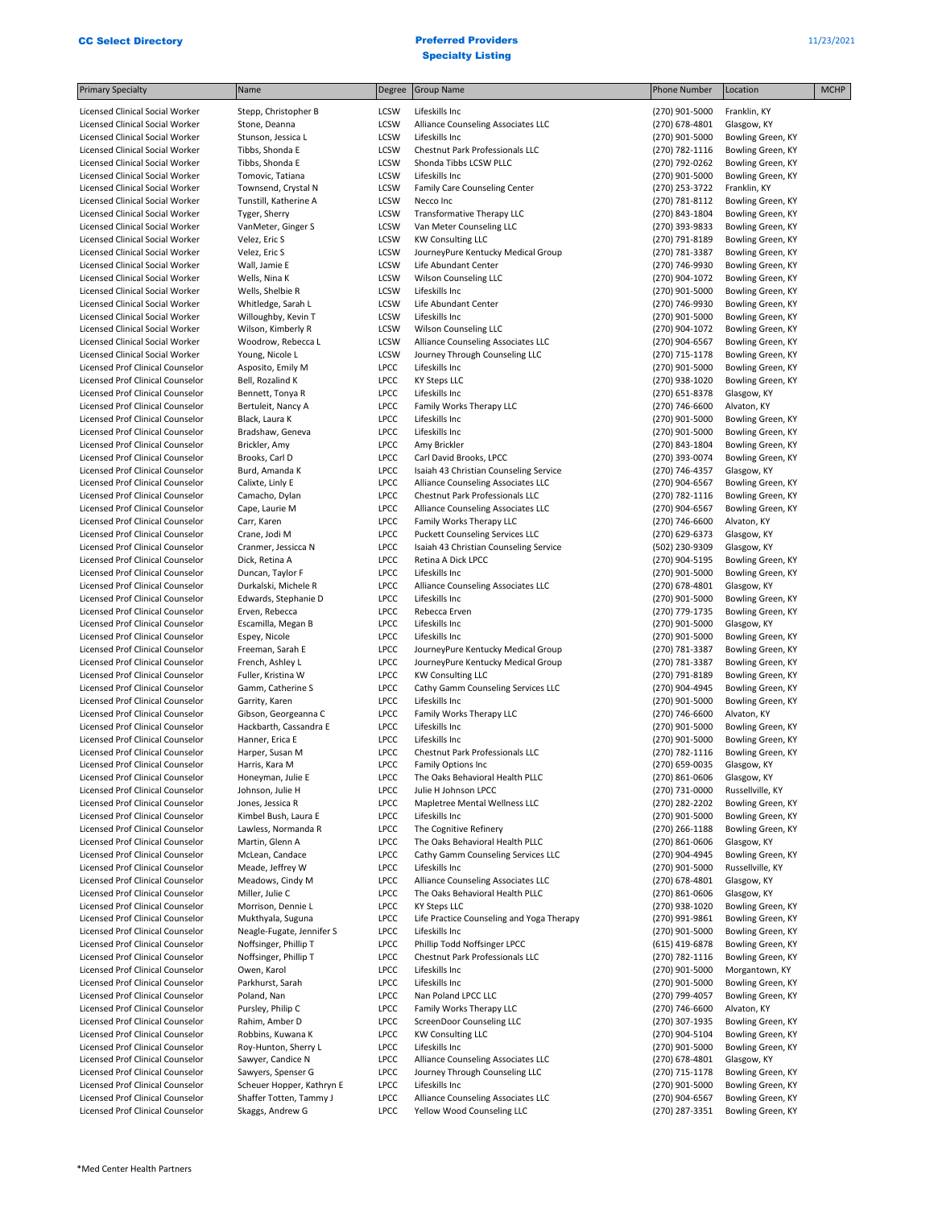**CC Select Directory**

**Preferred Providers**
**Specialty Listing**

11/23/2021

| Primary Specialty | Name | Degree | Group Name | Phone Number | Location | MCHP |
|---|---|---|---|---|---|---|
| Licensed Clinical Social Worker | Stepp, Christopher B | LCSW | Lifeskills Inc | (270) 901-5000 | Franklin, KY | |
| Licensed Clinical Social Worker | Stone, Deanna | LCSW | Alliance Counseling Associates LLC | (270) 678-4801 | Glasgow, KY | |
| Licensed Clinical Social Worker | Stunson, Jessica L | LCSW | Lifeskills Inc | (270) 901-5000 | Bowling Green, KY | |
| Licensed Clinical Social Worker | Tibbs, Shonda E | LCSW | Chestnut Park Professionals LLC | (270) 782-1116 | Bowling Green, KY | |
| Licensed Clinical Social Worker | Tibbs, Shonda E | LCSW | Shonda Tibbs LCSW PLLC | (270) 792-0262 | Bowling Green, KY | |
| Licensed Clinical Social Worker | Tomovic, Tatiana | LCSW | Lifeskills Inc | (270) 901-5000 | Bowling Green, KY | |
| Licensed Clinical Social Worker | Townsend, Crystal N | LCSW | Family Care Counseling Center | (270) 253-3722 | Franklin, KY | |
| Licensed Clinical Social Worker | Tunstill, Katherine A | LCSW | Necco Inc | (270) 781-8112 | Bowling Green, KY | |
| Licensed Clinical Social Worker | Tyger, Sherry | LCSW | Transformative Therapy LLC | (270) 843-1804 | Bowling Green, KY | |
| Licensed Clinical Social Worker | VanMeter, Ginger S | LCSW | Van Meter Counseling LLC | (270) 393-9833 | Bowling Green, KY | |
| Licensed Clinical Social Worker | Velez, Eric S | LCSW | KW Consulting LLC | (270) 791-8189 | Bowling Green, KY | |
| Licensed Clinical Social Worker | Velez, Eric S | LCSW | JourneyPure Kentucky Medical Group | (270) 781-3387 | Bowling Green, KY | |
| Licensed Clinical Social Worker | Wall, Jamie E | LCSW | Life Abundant Center | (270) 746-9930 | Bowling Green, KY | |
| Licensed Clinical Social Worker | Wells, Nina K | LCSW | Wilson Counseling LLC | (270) 904-1072 | Bowling Green, KY | |
| Licensed Clinical Social Worker | Wells, Shelbie R | LCSW | Lifeskills Inc | (270) 901-5000 | Bowling Green, KY | |
| Licensed Clinical Social Worker | Whitledge, Sarah L | LCSW | Life Abundant Center | (270) 746-9930 | Bowling Green, KY | |
| Licensed Clinical Social Worker | Willoughby, Kevin T | LCSW | Lifeskills Inc | (270) 901-5000 | Bowling Green, KY | |
| Licensed Clinical Social Worker | Wilson, Kimberly R | LCSW | Wilson Counseling LLC | (270) 904-1072 | Bowling Green, KY | |
| Licensed Clinical Social Worker | Woodrow, Rebecca L | LCSW | Alliance Counseling Associates LLC | (270) 904-6567 | Bowling Green, KY | |
| Licensed Clinical Social Worker | Young, Nicole L | LCSW | Journey Through Counseling LLC | (270) 715-1178 | Bowling Green, KY | |
| Licensed Prof Clinical Counselor | Asposito, Emily M | LPCC | Lifeskills Inc | (270) 901-5000 | Bowling Green, KY | |
| Licensed Prof Clinical Counselor | Bell, Rozalind K | LPCC | KY Steps LLC | (270) 938-1020 | Bowling Green, KY | |
| Licensed Prof Clinical Counselor | Bennett, Tonya R | LPCC | Lifeskills Inc | (270) 651-8378 | Glasgow, KY | |
| Licensed Prof Clinical Counselor | Bertuleit, Nancy A | LPCC | Family Works Therapy LLC | (270) 746-6600 | Alvaton, KY | |
| Licensed Prof Clinical Counselor | Black, Laura K | LPCC | Lifeskills Inc | (270) 901-5000 | Bowling Green, KY | |
| Licensed Prof Clinical Counselor | Bradshaw, Geneva | LPCC | Lifeskills Inc | (270) 901-5000 | Bowling Green, KY | |
| Licensed Prof Clinical Counselor | Brickler, Amy | LPCC | Amy Brickler | (270) 843-1804 | Bowling Green, KY | |
| Licensed Prof Clinical Counselor | Brooks, Carl D | LPCC | Carl David Brooks, LPCC | (270) 393-0074 | Bowling Green, KY | |
| Licensed Prof Clinical Counselor | Burd, Amanda K | LPCC | Isaiah 43 Christian Counseling Service | (270) 746-4357 | Glasgow, KY | |
| Licensed Prof Clinical Counselor | Calixte, Linly E | LPCC | Alliance Counseling Associates LLC | (270) 904-6567 | Bowling Green, KY | |
| Licensed Prof Clinical Counselor | Camacho, Dylan | LPCC | Chestnut Park Professionals LLC | (270) 782-1116 | Bowling Green, KY | |
| Licensed Prof Clinical Counselor | Cape, Laurie M | LPCC | Alliance Counseling Associates LLC | (270) 904-6567 | Bowling Green, KY | |
| Licensed Prof Clinical Counselor | Carr, Karen | LPCC | Family Works Therapy LLC | (270) 746-6600 | Alvaton, KY | |
| Licensed Prof Clinical Counselor | Crane, Jodi M | LPCC | Puckett Counseling Services LLC | (270) 629-6373 | Glasgow, KY | |
| Licensed Prof Clinical Counselor | Cranmer, Jessicca N | LPCC | Isaiah 43 Christian Counseling Service | (502) 230-9309 | Glasgow, KY | |
| Licensed Prof Clinical Counselor | Dick, Retina A | LPCC | Retina A Dick LPCC | (270) 904-5195 | Bowling Green, KY | |
| Licensed Prof Clinical Counselor | Duncan, Taylor F | LPCC | Lifeskills Inc | (270) 901-5000 | Bowling Green, KY | |
| Licensed Prof Clinical Counselor | Durkalski, Michele R | LPCC | Alliance Counseling Associates LLC | (270) 678-4801 | Glasgow, KY | |
| Licensed Prof Clinical Counselor | Edwards, Stephanie D | LPCC | Lifeskills Inc | (270) 901-5000 | Bowling Green, KY | |
| Licensed Prof Clinical Counselor | Erven, Rebecca | LPCC | Rebecca Erven | (270) 779-1735 | Bowling Green, KY | |
| Licensed Prof Clinical Counselor | Escamilla, Megan B | LPCC | Lifeskills Inc | (270) 901-5000 | Glasgow, KY | |
| Licensed Prof Clinical Counselor | Espey, Nicole | LPCC | Lifeskills Inc | (270) 901-5000 | Bowling Green, KY | |
| Licensed Prof Clinical Counselor | Freeman, Sarah E | LPCC | JourneyPure Kentucky Medical Group | (270) 781-3387 | Bowling Green, KY | |
| Licensed Prof Clinical Counselor | French, Ashley L | LPCC | JourneyPure Kentucky Medical Group | (270) 781-3387 | Bowling Green, KY | |
| Licensed Prof Clinical Counselor | Fuller, Kristina W | LPCC | KW Consulting LLC | (270) 791-8189 | Bowling Green, KY | |
| Licensed Prof Clinical Counselor | Gamm, Catherine S | LPCC | Cathy Gamm Counseling Services LLC | (270) 904-4945 | Bowling Green, KY | |
| Licensed Prof Clinical Counselor | Garrity, Karen | LPCC | Lifeskills Inc | (270) 901-5000 | Bowling Green, KY | |
| Licensed Prof Clinical Counselor | Gibson, Georgeanna C | LPCC | Family Works Therapy LLC | (270) 746-6600 | Alvaton, KY | |
| Licensed Prof Clinical Counselor | Hackbarth, Cassandra E | LPCC | Lifeskills Inc | (270) 901-5000 | Bowling Green, KY | |
| Licensed Prof Clinical Counselor | Hanner, Erica E | LPCC | Lifeskills Inc | (270) 901-5000 | Bowling Green, KY | |
| Licensed Prof Clinical Counselor | Harper, Susan M | LPCC | Chestnut Park Professionals LLC | (270) 782-1116 | Bowling Green, KY | |
| Licensed Prof Clinical Counselor | Harris, Kara M | LPCC | Family Options Inc | (270) 659-0035 | Glasgow, KY | |
| Licensed Prof Clinical Counselor | Honeyman, Julie E | LPCC | The Oaks Behavioral Health PLLC | (270) 861-0606 | Glasgow, KY | |
| Licensed Prof Clinical Counselor | Johnson, Julie H | LPCC | Julie H Johnson LPCC | (270) 731-0000 | Russellville, KY | |
| Licensed Prof Clinical Counselor | Jones, Jessica R | LPCC | Mapletree Mental Wellness LLC | (270) 282-2202 | Bowling Green, KY | |
| Licensed Prof Clinical Counselor | Kimbel Bush, Laura E | LPCC | Lifeskills Inc | (270) 901-5000 | Bowling Green, KY | |
| Licensed Prof Clinical Counselor | Lawless, Normanda R | LPCC | The Cognitive Refinery | (270) 266-1188 | Bowling Green, KY | |
| Licensed Prof Clinical Counselor | Martin, Glenn A | LPCC | The Oaks Behavioral Health PLLC | (270) 861-0606 | Glasgow, KY | |
| Licensed Prof Clinical Counselor | McLean, Candace | LPCC | Cathy Gamm Counseling Services LLC | (270) 904-4945 | Bowling Green, KY | |
| Licensed Prof Clinical Counselor | Meade, Jeffrey W | LPCC | Lifeskills Inc | (270) 901-5000 | Russellville, KY | |
| Licensed Prof Clinical Counselor | Meadows, Cindy M | LPCC | Alliance Counseling Associates LLC | (270) 678-4801 | Glasgow, KY | |
| Licensed Prof Clinical Counselor | Miller, Julie C | LPCC | The Oaks Behavioral Health PLLC | (270) 861-0606 | Glasgow, KY | |
| Licensed Prof Clinical Counselor | Morrison, Dennie L | LPCC | KY Steps LLC | (270) 938-1020 | Bowling Green, KY | |
| Licensed Prof Clinical Counselor | Mukthyala, Suguna | LPCC | Life Practice Counseling and Yoga Therapy | (270) 991-9861 | Bowling Green, KY | |
| Licensed Prof Clinical Counselor | Neagle-Fugate, Jennifer S | LPCC | Lifeskills Inc | (270) 901-5000 | Bowling Green, KY | |
| Licensed Prof Clinical Counselor | Noffsinger, Phillip T | LPCC | Phillip Todd Noffsinger LPCC | (615) 419-6878 | Bowling Green, KY | |
| Licensed Prof Clinical Counselor | Noffsinger, Phillip T | LPCC | Chestnut Park Professionals LLC | (270) 782-1116 | Bowling Green, KY | |
| Licensed Prof Clinical Counselor | Owen, Karol | LPCC | Lifeskills Inc | (270) 901-5000 | Morgantown, KY | |
| Licensed Prof Clinical Counselor | Parkhurst, Sarah | LPCC | Lifeskills Inc | (270) 901-5000 | Bowling Green, KY | |
| Licensed Prof Clinical Counselor | Poland, Nan | LPCC | Nan Poland LPCC LLC | (270) 799-4057 | Bowling Green, KY | |
| Licensed Prof Clinical Counselor | Pursley, Philip C | LPCC | Family Works Therapy LLC | (270) 746-6600 | Alvaton, KY | |
| Licensed Prof Clinical Counselor | Rahim, Amber D | LPCC | ScreenDoor Counseling LLC | (270) 307-1935 | Bowling Green, KY | |
| Licensed Prof Clinical Counselor | Robbins, Kuwana K | LPCC | KW Consulting LLC | (270) 904-5104 | Bowling Green, KY | |
| Licensed Prof Clinical Counselor | Roy-Hunton, Sherry L | LPCC | Lifeskills Inc | (270) 901-5000 | Bowling Green, KY | |
| Licensed Prof Clinical Counselor | Sawyer, Candice N | LPCC | Alliance Counseling Associates LLC | (270) 678-4801 | Glasgow, KY | |
| Licensed Prof Clinical Counselor | Sawyers, Spenser G | LPCC | Journey Through Counseling LLC | (270) 715-1178 | Bowling Green, KY | |
| Licensed Prof Clinical Counselor | Scheuer Hopper, Kathryn E | LPCC | Lifeskills Inc | (270) 901-5000 | Bowling Green, KY | |
| Licensed Prof Clinical Counselor | Shaffer Totten, Tammy J | LPCC | Alliance Counseling Associates LLC | (270) 904-6567 | Bowling Green, KY | |
| Licensed Prof Clinical Counselor | Skaggs, Andrew G | LPCC | Yellow Wood Counseling LLC | (270) 287-3351 | Bowling Green, KY | |

*Med Center Health Partners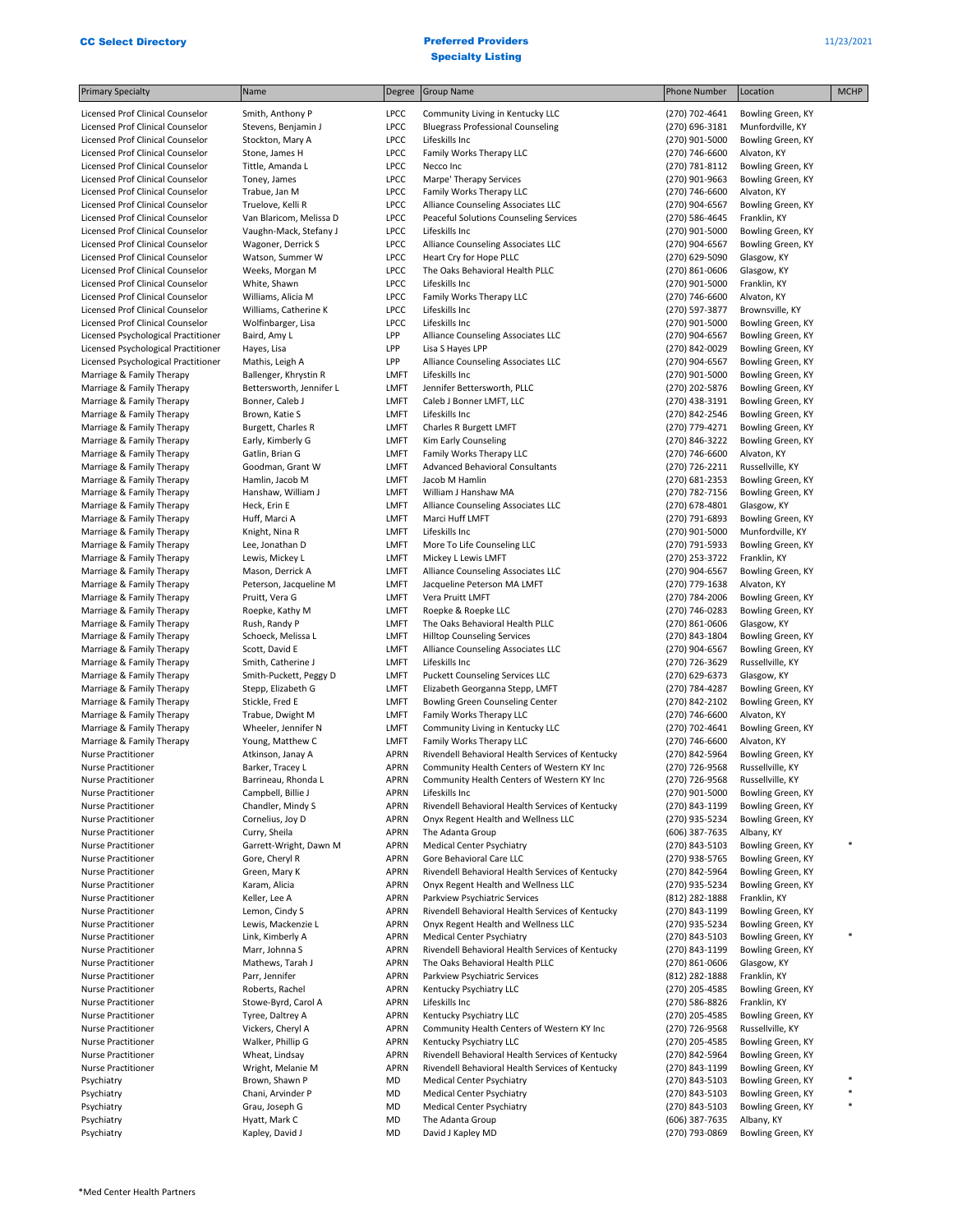**CC Select Directory**

**Preferred Providers**
**Specialty Listing**

11/23/2021

| Primary Specialty | Name | Degree | Group Name | Phone Number | Location | MCHP |
|---|---|---|---|---|---|---|
| Licensed Prof Clinical Counselor | Smith, Anthony P | LPCC | Community Living in Kentucky LLC | (270) 702-4641 | Bowling Green, KY | |
| Licensed Prof Clinical Counselor | Stevens, Benjamin J | LPCC | Bluegrass Professional Counseling | (270) 696-3181 | Munfordville, KY | |
| Licensed Prof Clinical Counselor | Stockton, Mary A | LPCC | Lifeskills Inc | (270) 901-5000 | Bowling Green, KY | |
| Licensed Prof Clinical Counselor | Stone, James H | LPCC | Family Works Therapy LLC | (270) 746-6600 | Alvaton, KY | |
| Licensed Prof Clinical Counselor | Tittle, Amanda L | LPCC | Necco Inc | (270) 781-8112 | Bowling Green, KY | |
| Licensed Prof Clinical Counselor | Toney, James | LPCC | Marpe' Therapy Services | (270) 901-9663 | Bowling Green, KY | |
| Licensed Prof Clinical Counselor | Trabue, Jan M | LPCC | Family Works Therapy LLC | (270) 746-6600 | Alvaton, KY | |
| Licensed Prof Clinical Counselor | Truelove, Kelli R | LPCC | Alliance Counseling Associates LLC | (270) 904-6567 | Bowling Green, KY | |
| Licensed Prof Clinical Counselor | Van Blaricom, Melissa D | LPCC | Peaceful Solutions Counseling Services | (270) 586-4645 | Franklin, KY | |
| Licensed Prof Clinical Counselor | Vaughn-Mack, Stefany J | LPCC | Lifeskills Inc | (270) 901-5000 | Bowling Green, KY | |
| Licensed Prof Clinical Counselor | Wagoner, Derrick S | LPCC | Alliance Counseling Associates LLC | (270) 904-6567 | Bowling Green, KY | |
| Licensed Prof Clinical Counselor | Watson, Summer W | LPCC | Heart Cry for Hope PLLC | (270) 629-5090 | Glasgow, KY | |
| Licensed Prof Clinical Counselor | Weeks, Morgan M | LPCC | The Oaks Behavioral Health PLLC | (270) 861-0606 | Glasgow, KY | |
| Licensed Prof Clinical Counselor | White, Shawn | LPCC | Lifeskills Inc | (270) 901-5000 | Franklin, KY | |
| Licensed Prof Clinical Counselor | Williams, Alicia M | LPCC | Family Works Therapy LLC | (270) 746-6600 | Alvaton, KY | |
| Licensed Prof Clinical Counselor | Williams, Catherine K | LPCC | Lifeskills Inc | (270) 597-3877 | Brownsville, KY | |
| Licensed Prof Clinical Counselor | Wolfinbarger, Lisa | LPCC | Lifeskills Inc | (270) 901-5000 | Bowling Green, KY | |
| Licensed Psychological Practitioner | Baird, Amy L | LPP | Alliance Counseling Associates LLC | (270) 904-6567 | Bowling Green, KY | |
| Licensed Psychological Practitioner | Hayes, Lisa | LPP | Lisa S Hayes LPP | (270) 842-0029 | Bowling Green, KY | |
| Licensed Psychological Practitioner | Mathis, Leigh A | LPP | Alliance Counseling Associates LLC | (270) 904-6567 | Bowling Green, KY | |
| Marriage & Family Therapy | Ballenger, Khrystin R | LMFT | Lifeskills Inc | (270) 901-5000 | Bowling Green, KY | |
| Marriage & Family Therapy | Bettersworth, Jennifer L | LMFT | Jennifer Bettersworth, PLLC | (270) 202-5876 | Bowling Green, KY | |
| Marriage & Family Therapy | Bonner, Caleb J | LMFT | Caleb J Bonner LMFT, LLC | (270) 438-3191 | Bowling Green, KY | |
| Marriage & Family Therapy | Brown, Katie S | LMFT | Lifeskills Inc | (270) 842-2546 | Bowling Green, KY | |
| Marriage & Family Therapy | Burgett, Charles R | LMFT | Charles R Burgett LMFT | (270) 779-4271 | Bowling Green, KY | |
| Marriage & Family Therapy | Early, Kimberly G | LMFT | Kim Early Counseling | (270) 846-3222 | Bowling Green, KY | |
| Marriage & Family Therapy | Gatlin, Brian G | LMFT | Family Works Therapy LLC | (270) 746-6600 | Alvaton, KY | |
| Marriage & Family Therapy | Goodman, Grant W | LMFT | Advanced Behavioral Consultants | (270) 726-2211 | Russellville, KY | |
| Marriage & Family Therapy | Hamlin, Jacob M | LMFT | Jacob M Hamlin | (270) 681-2353 | Bowling Green, KY | |
| Marriage & Family Therapy | Hanshaw, William J | LMFT | William J Hanshaw MA | (270) 782-7156 | Bowling Green, KY | |
| Marriage & Family Therapy | Heck, Erin E | LMFT | Alliance Counseling Associates LLC | (270) 678-4801 | Glasgow, KY | |
| Marriage & Family Therapy | Huff, Marci A | LMFT | Marci Huff LMFT | (270) 791-6893 | Bowling Green, KY | |
| Marriage & Family Therapy | Knight, Nina R | LMFT | Lifeskills Inc | (270) 901-5000 | Munfordville, KY | |
| Marriage & Family Therapy | Lee, Jonathan D | LMFT | More To Life Counseling LLC | (270) 791-5933 | Bowling Green, KY | |
| Marriage & Family Therapy | Lewis, Mickey L | LMFT | Mickey L Lewis LMFT | (270) 253-3722 | Franklin, KY | |
| Marriage & Family Therapy | Mason, Derrick A | LMFT | Alliance Counseling Associates LLC | (270) 904-6567 | Bowling Green, KY | |
| Marriage & Family Therapy | Peterson, Jacqueline M | LMFT | Jacqueline Peterson MA LMFT | (270) 779-1638 | Alvaton, KY | |
| Marriage & Family Therapy | Pruitt, Vera G | LMFT | Vera Pruitt LMFT | (270) 784-2006 | Bowling Green, KY | |
| Marriage & Family Therapy | Roepke, Kathy M | LMFT | Roepke & Roepke LLC | (270) 746-0283 | Bowling Green, KY | |
| Marriage & Family Therapy | Rush, Randy P | LMFT | The Oaks Behavioral Health PLLC | (270) 861-0606 | Glasgow, KY | |
| Marriage & Family Therapy | Schoeck, Melissa L | LMFT | Hilltop Counseling Services | (270) 843-1804 | Bowling Green, KY | |
| Marriage & Family Therapy | Scott, David E | LMFT | Alliance Counseling Associates LLC | (270) 904-6567 | Bowling Green, KY | |
| Marriage & Family Therapy | Smith, Catherine J | LMFT | Lifeskills Inc | (270) 726-3629 | Russellville, KY | |
| Marriage & Family Therapy | Smith-Puckett, Peggy D | LMFT | Puckett Counseling Services LLC | (270) 629-6373 | Glasgow, KY | |
| Marriage & Family Therapy | Stepp, Elizabeth G | LMFT | Elizabeth Georganna Stepp, LMFT | (270) 784-4287 | Bowling Green, KY | |
| Marriage & Family Therapy | Stickle, Fred E | LMFT | Bowling Green Counseling Center | (270) 842-2102 | Bowling Green, KY | |
| Marriage & Family Therapy | Trabue, Dwight M | LMFT | Family Works Therapy LLC | (270) 746-6600 | Alvaton, KY | |
| Marriage & Family Therapy | Wheeler, Jennifer N | LMFT | Community Living in Kentucky LLC | (270) 702-4641 | Bowling Green, KY | |
| Marriage & Family Therapy | Young, Matthew C | LMFT | Family Works Therapy LLC | (270) 746-6600 | Alvaton, KY | |
| Nurse Practitioner | Atkinson, Janay A | APRN | Rivendell Behavioral Health Services of Kentucky | (270) 842-5964 | Bowling Green, KY | |
| Nurse Practitioner | Barker, Tracey L | APRN | Community Health Centers of Western KY Inc | (270) 726-9568 | Russellville, KY | |
| Nurse Practitioner | Barrineau, Rhonda L | APRN | Community Health Centers of Western KY Inc | (270) 726-9568 | Russellville, KY | |
| Nurse Practitioner | Campbell, Billie J | APRN | Lifeskills Inc | (270) 901-5000 | Bowling Green, KY | |
| Nurse Practitioner | Chandler, Mindy S | APRN | Rivendell Behavioral Health Services of Kentucky | (270) 843-1199 | Bowling Green, KY | |
| Nurse Practitioner | Cornelius, Joy D | APRN | Onyx Regent Health and Wellness LLC | (270) 935-5234 | Bowling Green, KY | |
| Nurse Practitioner | Curry, Sheila | APRN | The Adanta Group | (606) 387-7635 | Albany, KY | |
| Nurse Practitioner | Garrett-Wright, Dawn M | APRN | Medical Center Psychiatry | (270) 843-5103 | Bowling Green, KY | * |
| Nurse Practitioner | Gore, Cheryl R | APRN | Gore Behavioral Care LLC | (270) 938-5765 | Bowling Green, KY | |
| Nurse Practitioner | Green, Mary K | APRN | Rivendell Behavioral Health Services of Kentucky | (270) 842-5964 | Bowling Green, KY | |
| Nurse Practitioner | Karam, Alicia | APRN | Onyx Regent Health and Wellness LLC | (270) 935-5234 | Bowling Green, KY | |
| Nurse Practitioner | Keller, Lee A | APRN | Parkview Psychiatric Services | (812) 282-1888 | Franklin, KY | |
| Nurse Practitioner | Lemon, Cindy S | APRN | Rivendell Behavioral Health Services of Kentucky | (270) 843-1199 | Bowling Green, KY | |
| Nurse Practitioner | Lewis, Mackenzie L | APRN | Onyx Regent Health and Wellness LLC | (270) 935-5234 | Bowling Green, KY | |
| Nurse Practitioner | Link, Kimberly A | APRN | Medical Center Psychiatry | (270) 843-5103 | Bowling Green, KY | * |
| Nurse Practitioner | Marr, Johnna S | APRN | Rivendell Behavioral Health Services of Kentucky | (270) 843-1199 | Bowling Green, KY | |
| Nurse Practitioner | Mathews, Tarah J | APRN | The Oaks Behavioral Health PLLC | (270) 861-0606 | Glasgow, KY | |
| Nurse Practitioner | Parr, Jennifer | APRN | Parkview Psychiatric Services | (812) 282-1888 | Franklin, KY | |
| Nurse Practitioner | Roberts, Rachel | APRN | Kentucky Psychiatry LLC | (270) 205-4585 | Bowling Green, KY | |
| Nurse Practitioner | Stowe-Byrd, Carol A | APRN | Lifeskills Inc | (270) 586-8826 | Franklin, KY | |
| Nurse Practitioner | Tyree, Daltrey A | APRN | Kentucky Psychiatry LLC | (270) 205-4585 | Bowling Green, KY | |
| Nurse Practitioner | Vickers, Cheryl A | APRN | Community Health Centers of Western KY Inc | (270) 726-9568 | Russellville, KY | |
| Nurse Practitioner | Walker, Phillip G | APRN | Kentucky Psychiatry LLC | (270) 205-4585 | Bowling Green, KY | |
| Nurse Practitioner | Wheat, Lindsay | APRN | Rivendell Behavioral Health Services of Kentucky | (270) 842-5964 | Bowling Green, KY | |
| Nurse Practitioner | Wright, Melanie M | APRN | Rivendell Behavioral Health Services of Kentucky | (270) 843-1199 | Bowling Green, KY | |
| Psychiatry | Brown, Shawn P | MD | Medical Center Psychiatry | (270) 843-5103 | Bowling Green, KY | * |
| Psychiatry | Chani, Arvinder P | MD | Medical Center Psychiatry | (270) 843-5103 | Bowling Green, KY | * |
| Psychiatry | Grau, Joseph G | MD | Medical Center Psychiatry | (270) 843-5103 | Bowling Green, KY | * |
| Psychiatry | Hyatt, Mark C | MD | The Adanta Group | (606) 387-7635 | Albany, KY | |
| Psychiatry | Kapley, David J | MD | David J Kapley MD | (270) 793-0869 | Bowling Green, KY | |

*Med Center Health Partners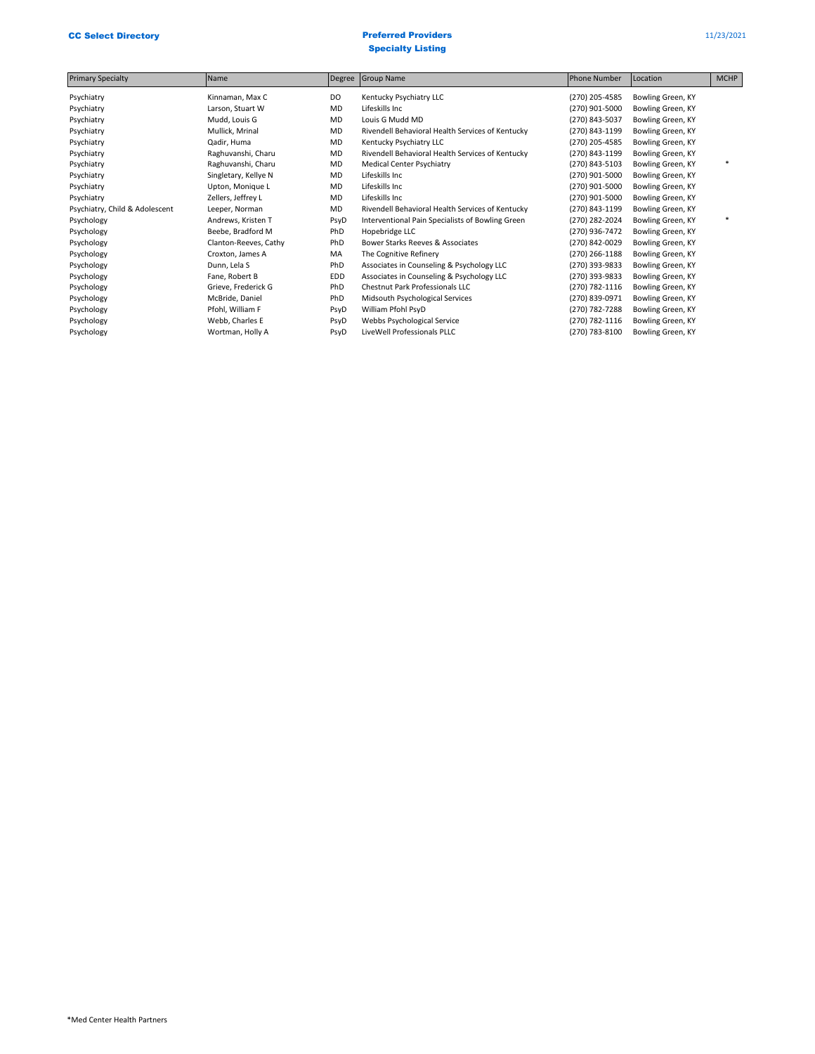**CC Select Directory**

**Preferred Providers**
**Specialty Listing**

| Primary Specialty | Name | Degree | Group Name | Phone Number | Location | MCHP |
|---|---|---|---|---|---|---|
| Psychiatry | Kinnaman, Max C | DO | Kentucky Psychiatry LLC | (270) 205-4585 | Bowling Green, KY | |
| Psychiatry | Larson, Stuart W | MD | Lifeskills Inc | (270) 901-5000 | Bowling Green, KY | |
| Psychiatry | Mudd, Louis G | MD | Louis G Mudd MD | (270) 843-5037 | Bowling Green, KY | |
| Psychiatry | Mullick, Mrinal | MD | Rivendell Behavioral Health Services of Kentucky | (270) 843-1199 | Bowling Green, KY | |
| Psychiatry | Qadir, Huma | MD | Kentucky Psychiatry LLC | (270) 205-4585 | Bowling Green, KY | |
| Psychiatry | Raghuvanshi, Charu | MD | Rivendell Behavioral Health Services of Kentucky | (270) 843-1199 | Bowling Green, KY | |
| Psychiatry | Raghuvanshi, Charu | MD | Medical Center Psychiatry | (270) 843-5103 | Bowling Green, KY | * |
| Psychiatry | Singletary, Kellye N | MD | Lifeskills Inc | (270) 901-5000 | Bowling Green, KY | |
| Psychiatry | Upton, Monique L | MD | Lifeskills Inc | (270) 901-5000 | Bowling Green, KY | |
| Psychiatry | Zellers, Jeffrey L | MD | Lifeskills Inc | (270) 901-5000 | Bowling Green, KY | |
| Psychiatry, Child & Adolescent | Leeper, Norman | MD | Rivendell Behavioral Health Services of Kentucky | (270) 843-1199 | Bowling Green, KY | |
| Psychology | Andrews, Kristen T | PsyD | Interventional Pain Specialists of Bowling Green | (270) 282-2024 | Bowling Green, KY | * |
| Psychology | Beebe, Bradford M | PhD | Hopebridge LLC | (270) 936-7472 | Bowling Green, KY | |
| Psychology | Clanton-Reeves, Cathy | PhD | Bower Starks Reeves & Associates | (270) 842-0029 | Bowling Green, KY | |
| Psychology | Croxton, James A | MA | The Cognitive Refinery | (270) 266-1188 | Bowling Green, KY | |
| Psychology | Dunn, Lela S | PhD | Associates in Counseling & Psychology LLC | (270) 393-9833 | Bowling Green, KY | |
| Psychology | Fane, Robert B | EDD | Associates in Counseling & Psychology LLC | (270) 393-9833 | Bowling Green, KY | |
| Psychology | Grieve, Frederick G | PhD | Chestnut Park Professionals LLC | (270) 782-1116 | Bowling Green, KY | |
| Psychology | McBride, Daniel | PhD | Midsouth Psychological Services | (270) 839-0971 | Bowling Green, KY | |
| Psychology | Pfohl, William F | PsyD | William Pfohl PsyD | (270) 782-7288 | Bowling Green, KY | |
| Psychology | Webb, Charles E | PsyD | Webbs Psychological Service | (270) 782-1116 | Bowling Green, KY | |
| Psychology | Wortman, Holly A | PsyD | LiveWell Professionals PLLC | (270) 783-8100 | Bowling Green, KY | |

*Med Center Health Partners